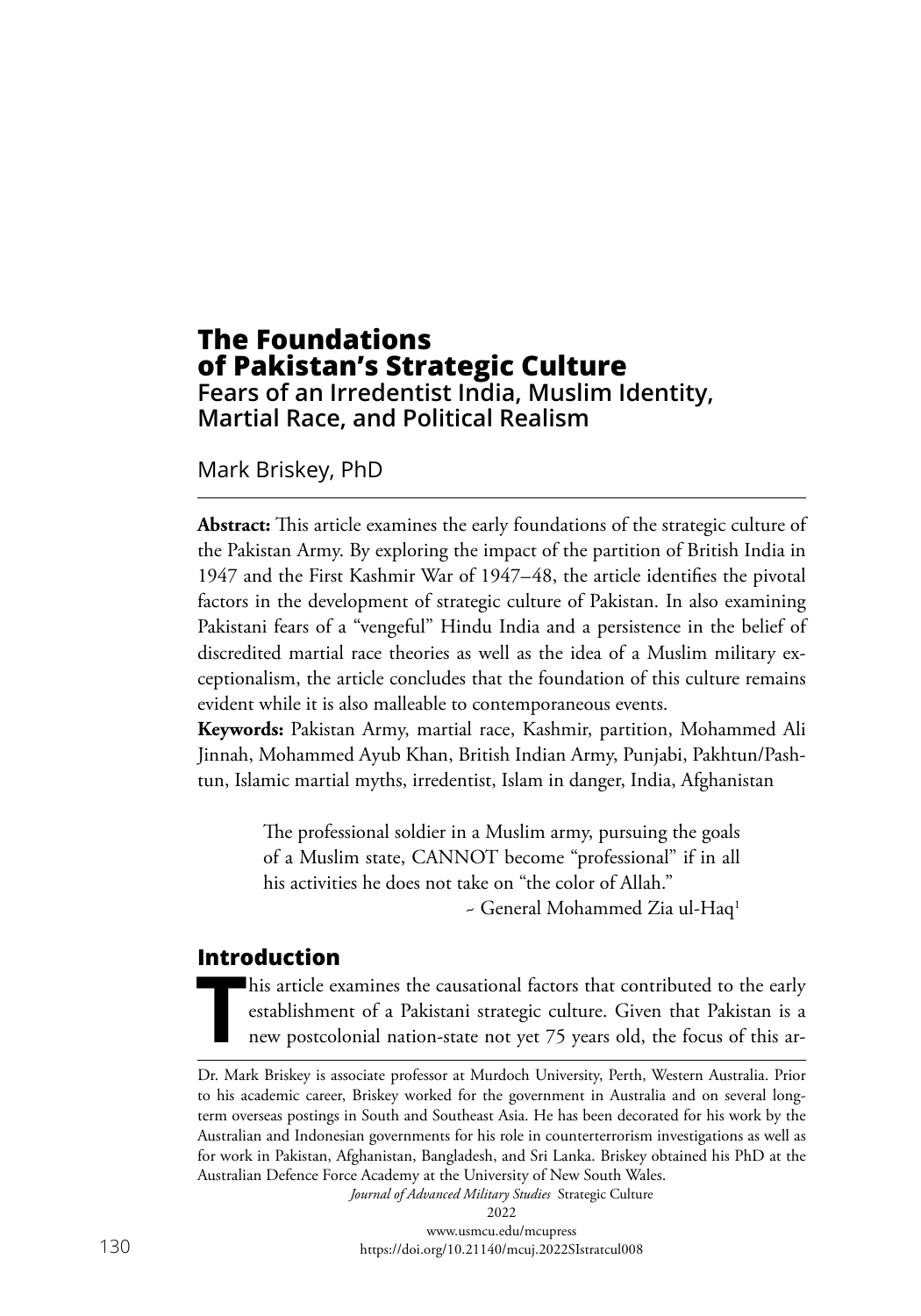# The Foundations of Pakistan's Strategic Culture

## Fears of an Irredentist India, Muslim Identity, Martial Race, and Political Realism

Mark Briskey, PhD

**Abstract:** This article examines the early foundations of the strategic culture of the Pakistan Army. By exploring the impact of the partition of British India in 1947 and the First Kashmir War of 1947–48, the article identifies the pivotal factors in the development of strategic culture of Pakistan. In also examining Pakistani fears of a "vengeful" Hindu India and a persistence in the belief of discredited martial race theories as well as the idea of a Muslim military exceptionalism, the article concludes that the foundation of this culture remains evident while it is also malleable to contemporaneous events.

**Keywords:** Pakistan Army, martial race, Kashmir, partition, Mohammed Ali Jinnah, Mohammed Ayub Khan, British Indian Army, Punjabi, Pakhtun/Pashtun, Islamic martial myths, irredentist, Islam in danger, India, Afghanistan

> The professional soldier in a Muslim army, pursuing the goals of a Muslim state, CANNOT become "professional" if in all his activities he does not take on "the color of Allah."
>
> ~ General Mohammed Zia ul-Haq[1]

## Introduction

This article examines the causational factors that contributed to the early establishment of a Pakistani strategic culture. Given that Pakistan is a new postcolonial nation-state not yet 75 years old, the focus of this ar-

---

Dr. Mark Briskey is associate professor at Murdoch University, Perth, Western Australia. Prior to his academic career, Briskey worked for the government in Australia and on several long-term overseas postings in South and Southeast Asia. He has been decorated for his work by the Australian and Indonesian governments for his role in counterterrorism investigations as well as for work in Pakistan, Afghanistan, Bangladesh, and Sri Lanka. Briskey obtained his PhD at the Australian Defence Force Academy at the University of New South Wales.

*Journal of Advanced Military Studies* Strategic Culture
2022
www.usmcu.edu/mcupress
https://doi.org/10.21140/mcuj.2022SIstratcul008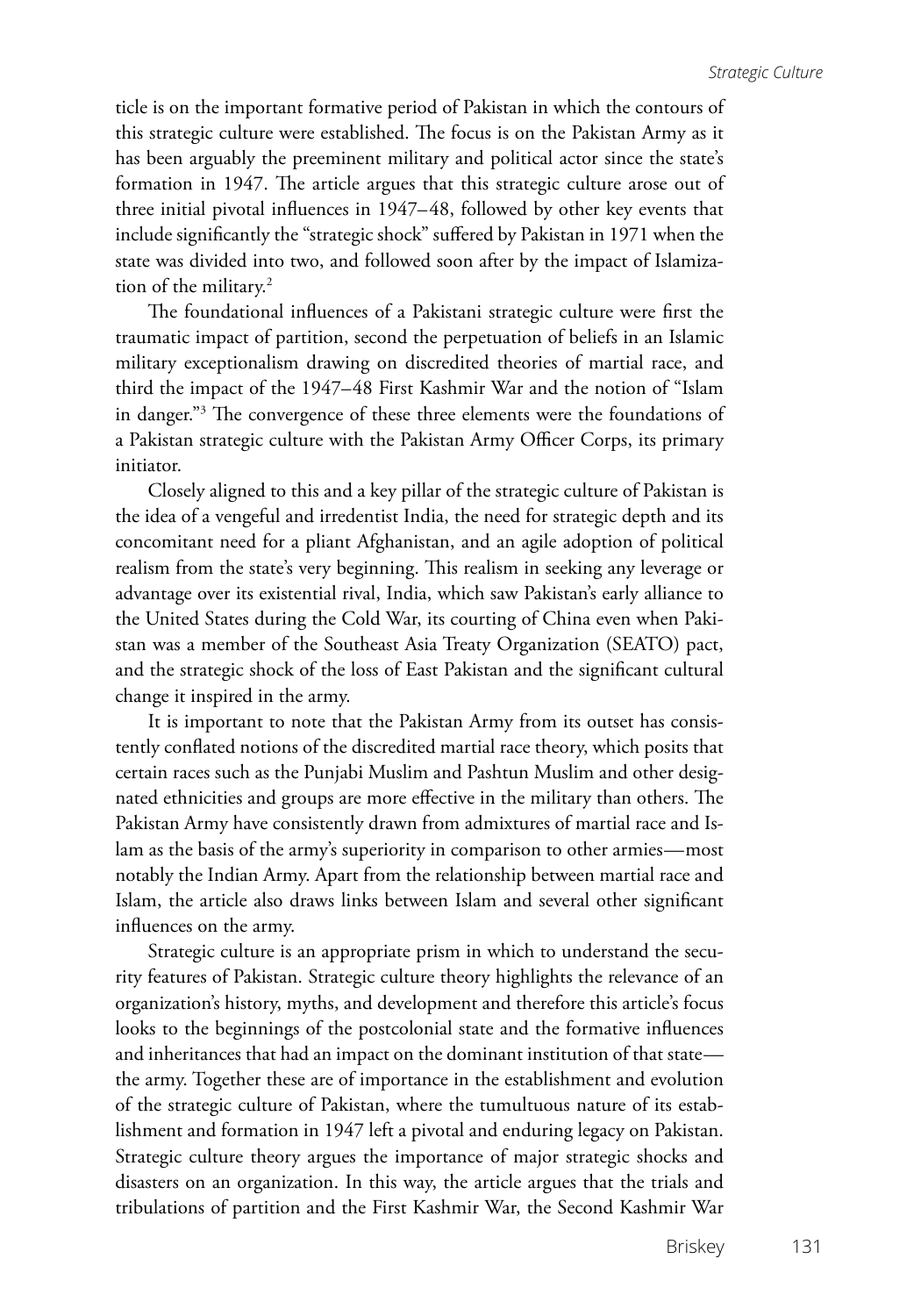ticle is on the important formative period of Pakistan in which the contours of this strategic culture were established. The focus is on the Pakistan Army as it has been arguably the preeminent military and political actor since the state's formation in 1947. The article argues that this strategic culture arose out of three initial pivotal influences in 1947–48, followed by other key events that include significantly the "strategic shock" suffered by Pakistan in 1971 when the state was divided into two, and followed soon after by the impact of Islamization of the military.[2]

The foundational influences of a Pakistani strategic culture were first the traumatic impact of partition, second the perpetuation of beliefs in an Islamic military exceptionalism drawing on discredited theories of martial race, and third the impact of the 1947–48 First Kashmir War and the notion of "Islam in danger."[3] The convergence of these three elements were the foundations of a Pakistan strategic culture with the Pakistan Army Officer Corps, its primary initiator.

Closely aligned to this and a key pillar of the strategic culture of Pakistan is the idea of a vengeful and irredentist India, the need for strategic depth and its concomitant need for a pliant Afghanistan, and an agile adoption of political realism from the state's very beginning. This realism in seeking any leverage or advantage over its existential rival, India, which saw Pakistan's early alliance to the United States during the Cold War, its courting of China even when Pakistan was a member of the Southeast Asia Treaty Organization (SEATO) pact, and the strategic shock of the loss of East Pakistan and the significant cultural change it inspired in the army.

It is important to note that the Pakistan Army from its outset has consistently conflated notions of the discredited martial race theory, which posits that certain races such as the Punjabi Muslim and Pashtun Muslim and other designated ethnicities and groups are more effective in the military than others. The Pakistan Army have consistently drawn from admixtures of martial race and Islam as the basis of the army's superiority in comparison to other armies—most notably the Indian Army. Apart from the relationship between martial race and Islam, the article also draws links between Islam and several other significant influences on the army.

Strategic culture is an appropriate prism in which to understand the security features of Pakistan. Strategic culture theory highlights the relevance of an organization's history, myths, and development and therefore this article's focus looks to the beginnings of the postcolonial state and the formative influences and inheritances that had an impact on the dominant institution of that state—the army. Together these are of importance in the establishment and evolution of the strategic culture of Pakistan, where the tumultuous nature of its establishment and formation in 1947 left a pivotal and enduring legacy on Pakistan. Strategic culture theory argues the importance of major strategic shocks and disasters on an organization. In this way, the article argues that the trials and tribulations of partition and the First Kashmir War, the Second Kashmir War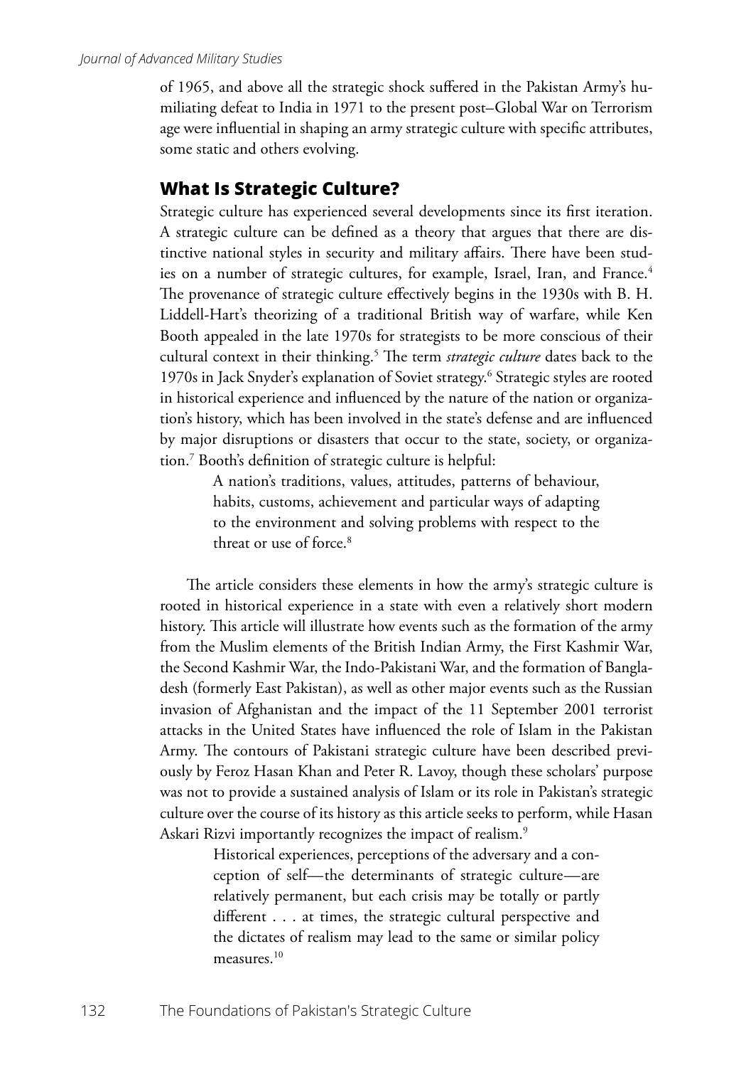of 1965, and above all the strategic shock suffered in the Pakistan Army's humiliating defeat to India in 1971 to the present post–Global War on Terrorism age were influential in shaping an army strategic culture with specific attributes, some static and others evolving.

## What Is Strategic Culture?

Strategic culture has experienced several developments since its first iteration. A strategic culture can be defined as a theory that argues that there are distinctive national styles in security and military affairs. There have been studies on a number of strategic cultures, for example, Israel, Iran, and France.[4] The provenance of strategic culture effectively begins in the 1930s with B. H. Liddell-Hart's theorizing of a traditional British way of warfare, while Ken Booth appealed in the late 1970s for strategists to be more conscious of their cultural context in their thinking.[5] The term *strategic culture* dates back to the 1970s in Jack Snyder's explanation of Soviet strategy.[6] Strategic styles are rooted in historical experience and influenced by the nature of the nation or organization's history, which has been involved in the state's defense and are influenced by major disruptions or disasters that occur to the state, society, or organization.[7] Booth's definition of strategic culture is helpful:

> A nation's traditions, values, attitudes, patterns of behaviour, habits, customs, achievement and particular ways of adapting to the environment and solving problems with respect to the threat or use of force.[8]

The article considers these elements in how the army's strategic culture is rooted in historical experience in a state with even a relatively short modern history. This article will illustrate how events such as the formation of the army from the Muslim elements of the British Indian Army, the First Kashmir War, the Second Kashmir War, the Indo-Pakistani War, and the formation of Bangladesh (formerly East Pakistan), as well as other major events such as the Russian invasion of Afghanistan and the impact of the 11 September 2001 terrorist attacks in the United States have influenced the role of Islam in the Pakistan Army. The contours of Pakistani strategic culture have been described previously by Feroz Hasan Khan and Peter R. Lavoy, though these scholars' purpose was not to provide a sustained analysis of Islam or its role in Pakistan's strategic culture over the course of its history as this article seeks to perform, while Hasan Askari Rizvi importantly recognizes the impact of realism.[9]

> Historical experiences, perceptions of the adversary and a conception of self—the determinants of strategic culture—are relatively permanent, but each crisis may be totally or partly different . . . at times, the strategic cultural perspective and the dictates of realism may lead to the same or similar policy measures.[10]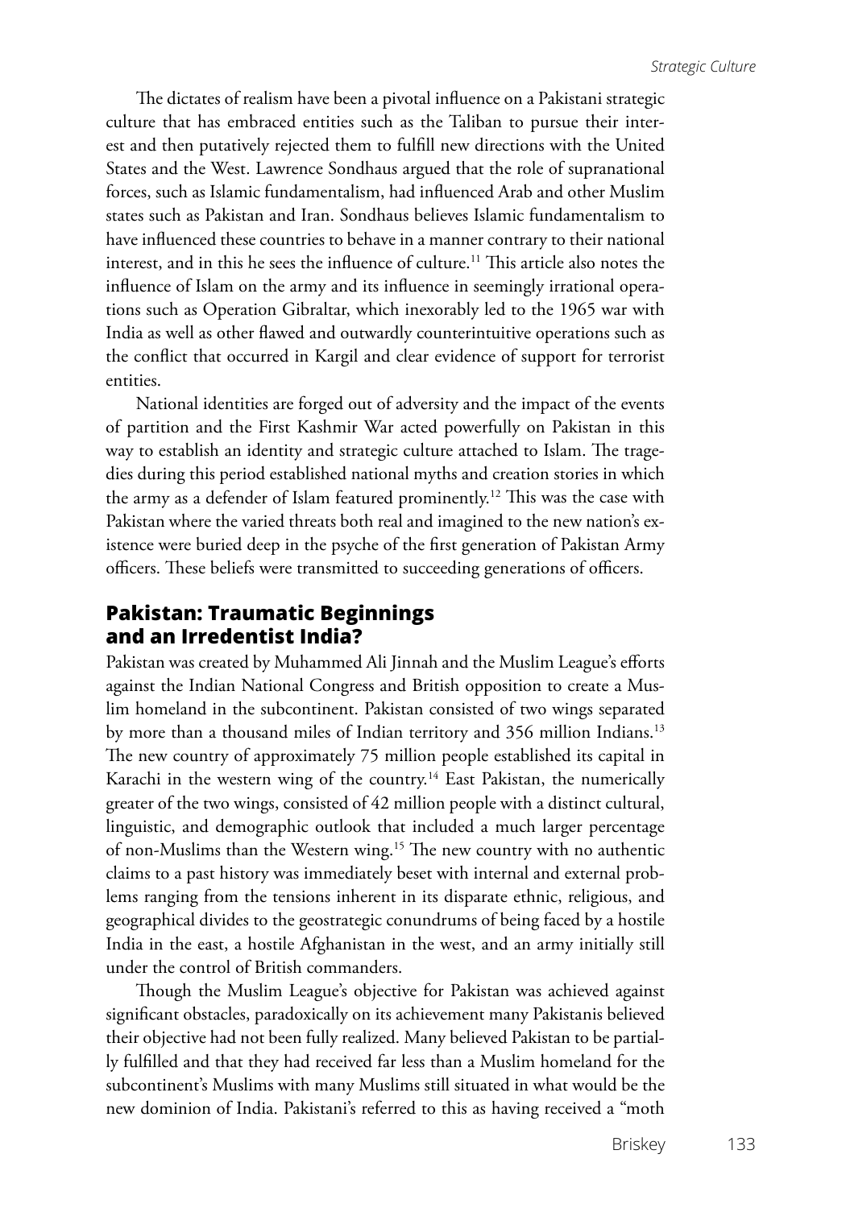The dictates of realism have been a pivotal influence on a Pakistani strategic culture that has embraced entities such as the Taliban to pursue their interest and then putatively rejected them to fulfill new directions with the United States and the West. Lawrence Sondhaus argued that the role of supranational forces, such as Islamic fundamentalism, had influenced Arab and other Muslim states such as Pakistan and Iran. Sondhaus believes Islamic fundamentalism to have influenced these countries to behave in a manner contrary to their national interest, and in this he sees the influence of culture.[11] This article also notes the influence of Islam on the army and its influence in seemingly irrational operations such as Operation Gibraltar, which inexorably led to the 1965 war with India as well as other flawed and outwardly counterintuitive operations such as the conflict that occurred in Kargil and clear evidence of support for terrorist entities.

National identities are forged out of adversity and the impact of the events of partition and the First Kashmir War acted powerfully on Pakistan in this way to establish an identity and strategic culture attached to Islam. The tragedies during this period established national myths and creation stories in which the army as a defender of Islam featured prominently.[12] This was the case with Pakistan where the varied threats both real and imagined to the new nation's existence were buried deep in the psyche of the first generation of Pakistan Army officers. These beliefs were transmitted to succeeding generations of officers.

## Pakistan: Traumatic Beginnings and an Irredentist India?

Pakistan was created by Muhammed Ali Jinnah and the Muslim League's efforts against the Indian National Congress and British opposition to create a Muslim homeland in the subcontinent. Pakistan consisted of two wings separated by more than a thousand miles of Indian territory and 356 million Indians.[13] The new country of approximately 75 million people established its capital in Karachi in the western wing of the country.[14] East Pakistan, the numerically greater of the two wings, consisted of 42 million people with a distinct cultural, linguistic, and demographic outlook that included a much larger percentage of non-Muslims than the Western wing.[15] The new country with no authentic claims to a past history was immediately beset with internal and external problems ranging from the tensions inherent in its disparate ethnic, religious, and geographical divides to the geostrategic conundrums of being faced by a hostile India in the east, a hostile Afghanistan in the west, and an army initially still under the control of British commanders.

Though the Muslim League's objective for Pakistan was achieved against significant obstacles, paradoxically on its achievement many Pakistanis believed their objective had not been fully realized. Many believed Pakistan to be partially fulfilled and that they had received far less than a Muslim homeland for the subcontinent's Muslims with many Muslims still situated in what would be the new dominion of India. Pakistani's referred to this as having received a "moth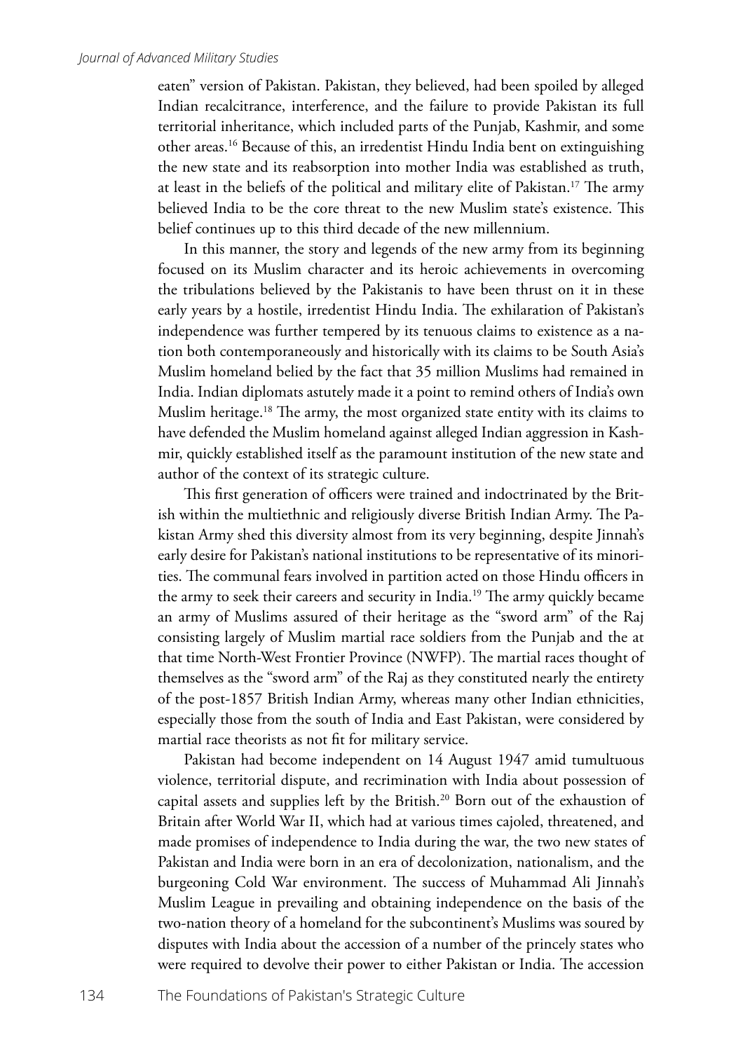eaten" version of Pakistan. Pakistan, they believed, had been spoiled by alleged Indian recalcitrance, interference, and the failure to provide Pakistan its full territorial inheritance, which included parts of the Punjab, Kashmir, and some other areas.[16] Because of this, an irredentist Hindu India bent on extinguishing the new state and its reabsorption into mother India was established as truth, at least in the beliefs of the political and military elite of Pakistan.[17] The army believed India to be the core threat to the new Muslim state's existence. This belief continues up to this third decade of the new millennium.

In this manner, the story and legends of the new army from its beginning focused on its Muslim character and its heroic achievements in overcoming the tribulations believed by the Pakistanis to have been thrust on it in these early years by a hostile, irredentist Hindu India. The exhilaration of Pakistan's independence was further tempered by its tenuous claims to existence as a nation both contemporaneously and historically with its claims to be South Asia's Muslim homeland belied by the fact that 35 million Muslims had remained in India. Indian diplomats astutely made it a point to remind others of India's own Muslim heritage.[18] The army, the most organized state entity with its claims to have defended the Muslim homeland against alleged Indian aggression in Kashmir, quickly established itself as the paramount institution of the new state and author of the context of its strategic culture.

This first generation of officers were trained and indoctrinated by the British within the multiethnic and religiously diverse British Indian Army. The Pakistan Army shed this diversity almost from its very beginning, despite Jinnah's early desire for Pakistan's national institutions to be representative of its minorities. The communal fears involved in partition acted on those Hindu officers in the army to seek their careers and security in India.[19] The army quickly became an army of Muslims assured of their heritage as the "sword arm" of the Raj consisting largely of Muslim martial race soldiers from the Punjab and the at that time North-West Frontier Province (NWFP). The martial races thought of themselves as the "sword arm" of the Raj as they constituted nearly the entirety of the post-1857 British Indian Army, whereas many other Indian ethnicities, especially those from the south of India and East Pakistan, were considered by martial race theorists as not fit for military service.

Pakistan had become independent on 14 August 1947 amid tumultuous violence, territorial dispute, and recrimination with India about possession of capital assets and supplies left by the British.[20] Born out of the exhaustion of Britain after World War II, which had at various times cajoled, threatened, and made promises of independence to India during the war, the two new states of Pakistan and India were born in an era of decolonization, nationalism, and the burgeoning Cold War environment. The success of Muhammad Ali Jinnah's Muslim League in prevailing and obtaining independence on the basis of the two-nation theory of a homeland for the subcontinent's Muslims was soured by disputes with India about the accession of a number of the princely states who were required to devolve their power to either Pakistan or India. The accession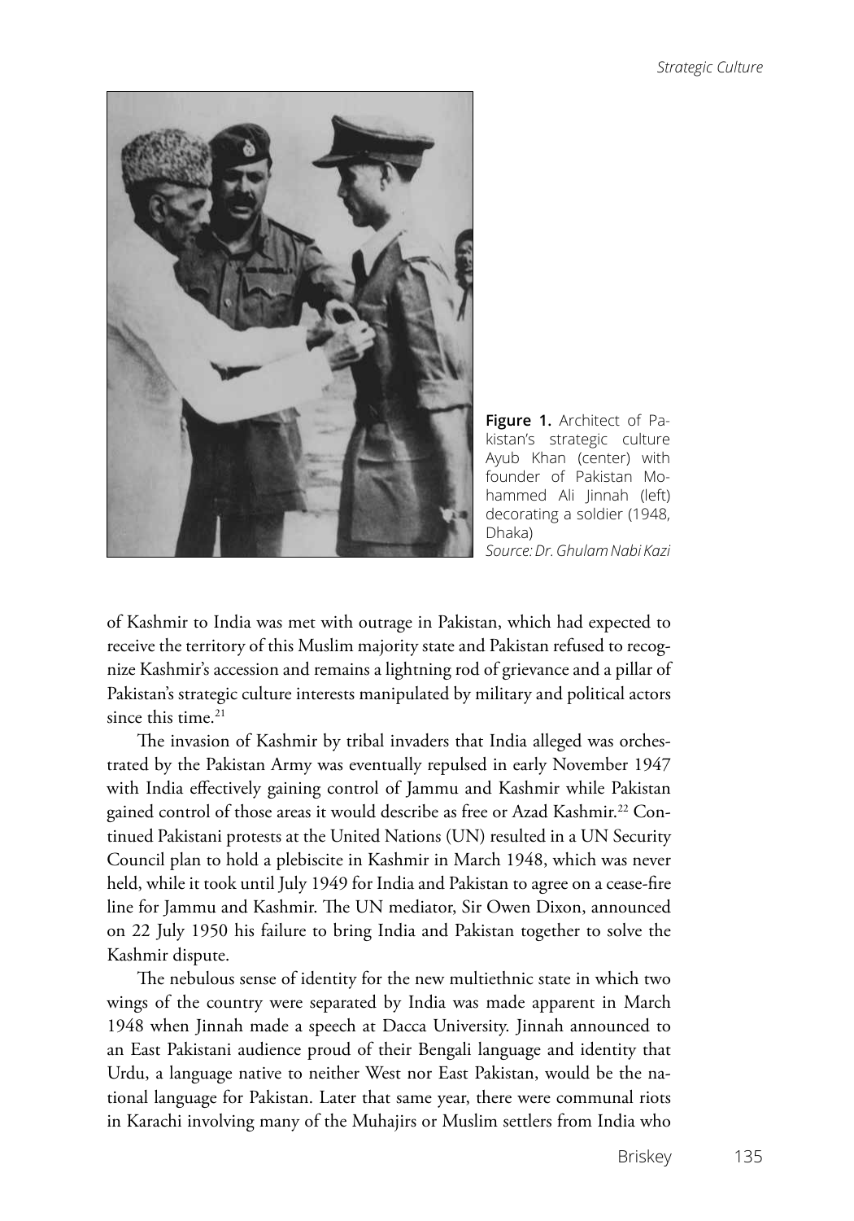**Figure 1.** Architect of Pakistan's strategic culture Ayub Khan (center) with founder of Pakistan Mohammed Ali Jinnah (left) decorating a soldier (1948, Dhaka)
*Source: Dr. Ghulam Nabi Kazi*

of Kashmir to India was met with outrage in Pakistan, which had expected to receive the territory of this Muslim majority state and Pakistan refused to recognize Kashmir's accession and remains a lightning rod of grievance and a pillar of Pakistan's strategic culture interests manipulated by military and political actors since this time.[21]

The invasion of Kashmir by tribal invaders that India alleged was orchestrated by the Pakistan Army was eventually repulsed in early November 1947 with India effectively gaining control of Jammu and Kashmir while Pakistan gained control of those areas it would describe as free or Azad Kashmir.[22] Continued Pakistani protests at the United Nations (UN) resulted in a UN Security Council plan to hold a plebiscite in Kashmir in March 1948, which was never held, while it took until July 1949 for India and Pakistan to agree on a cease-fire line for Jammu and Kashmir. The UN mediator, Sir Owen Dixon, announced on 22 July 1950 his failure to bring India and Pakistan together to solve the Kashmir dispute.

The nebulous sense of identity for the new multiethnic state in which two wings of the country were separated by India was made apparent in March 1948 when Jinnah made a speech at Dacca University. Jinnah announced to an East Pakistani audience proud of their Bengali language and identity that Urdu, a language native to neither West nor East Pakistan, would be the national language for Pakistan. Later that same year, there were communal riots in Karachi involving many of the Muhajirs or Muslim settlers from India who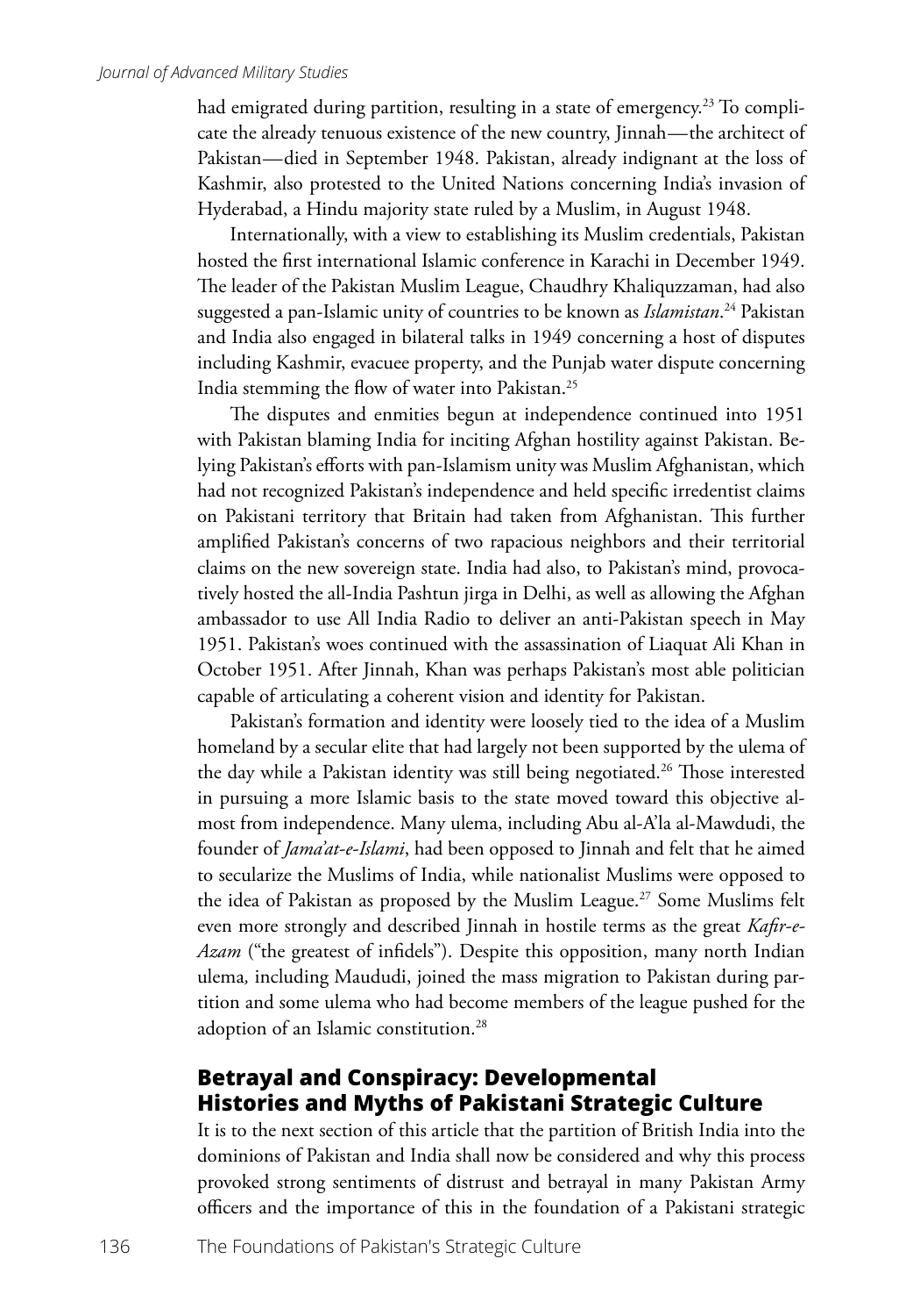had emigrated during partition, resulting in a state of emergency.[23] To complicate the already tenuous existence of the new country, Jinnah—the architect of Pakistan—died in September 1948. Pakistan, already indignant at the loss of Kashmir, also protested to the United Nations concerning India's invasion of Hyderabad, a Hindu majority state ruled by a Muslim, in August 1948.

Internationally, with a view to establishing its Muslim credentials, Pakistan hosted the first international Islamic conference in Karachi in December 1949. The leader of the Pakistan Muslim League, Chaudhry Khaliquzzaman, had also suggested a pan-Islamic unity of countries to be known as *Islamistan*.[24] Pakistan and India also engaged in bilateral talks in 1949 concerning a host of disputes including Kashmir, evacuee property, and the Punjab water dispute concerning India stemming the flow of water into Pakistan.[25]

The disputes and enmities begun at independence continued into 1951 with Pakistan blaming India for inciting Afghan hostility against Pakistan. Belying Pakistan's efforts with pan-Islamism unity was Muslim Afghanistan, which had not recognized Pakistan's independence and held specific irredentist claims on Pakistani territory that Britain had taken from Afghanistan. This further amplified Pakistan's concerns of two rapacious neighbors and their territorial claims on the new sovereign state. India had also, to Pakistan's mind, provocatively hosted the all-India Pashtun jirga in Delhi, as well as allowing the Afghan ambassador to use All India Radio to deliver an anti-Pakistan speech in May 1951. Pakistan's woes continued with the assassination of Liaquat Ali Khan in October 1951. After Jinnah, Khan was perhaps Pakistan's most able politician capable of articulating a coherent vision and identity for Pakistan.

Pakistan's formation and identity were loosely tied to the idea of a Muslim homeland by a secular elite that had largely not been supported by the ulema of the day while a Pakistan identity was still being negotiated.[26] Those interested in pursuing a more Islamic basis to the state moved toward this objective almost from independence. Many ulema, including Abu al-A'la al-Mawdudi, the founder of *Jama'at-e-Islami*, had been opposed to Jinnah and felt that he aimed to secularize the Muslims of India, while nationalist Muslims were opposed to the idea of Pakistan as proposed by the Muslim League.[27] Some Muslims felt even more strongly and described Jinnah in hostile terms as the great *Kafir-e-Azam* ("the greatest of infidels"). Despite this opposition, many north Indian ulema, including Maududi, joined the mass migration to Pakistan during partition and some ulema who had become members of the league pushed for the adoption of an Islamic constitution.[28]

## Betrayal and Conspiracy: Developmental Histories and Myths of Pakistani Strategic Culture

It is to the next section of this article that the partition of British India into the dominions of Pakistan and India shall now be considered and why this process provoked strong sentiments of distrust and betrayal in many Pakistan Army officers and the importance of this in the foundation of a Pakistani strategic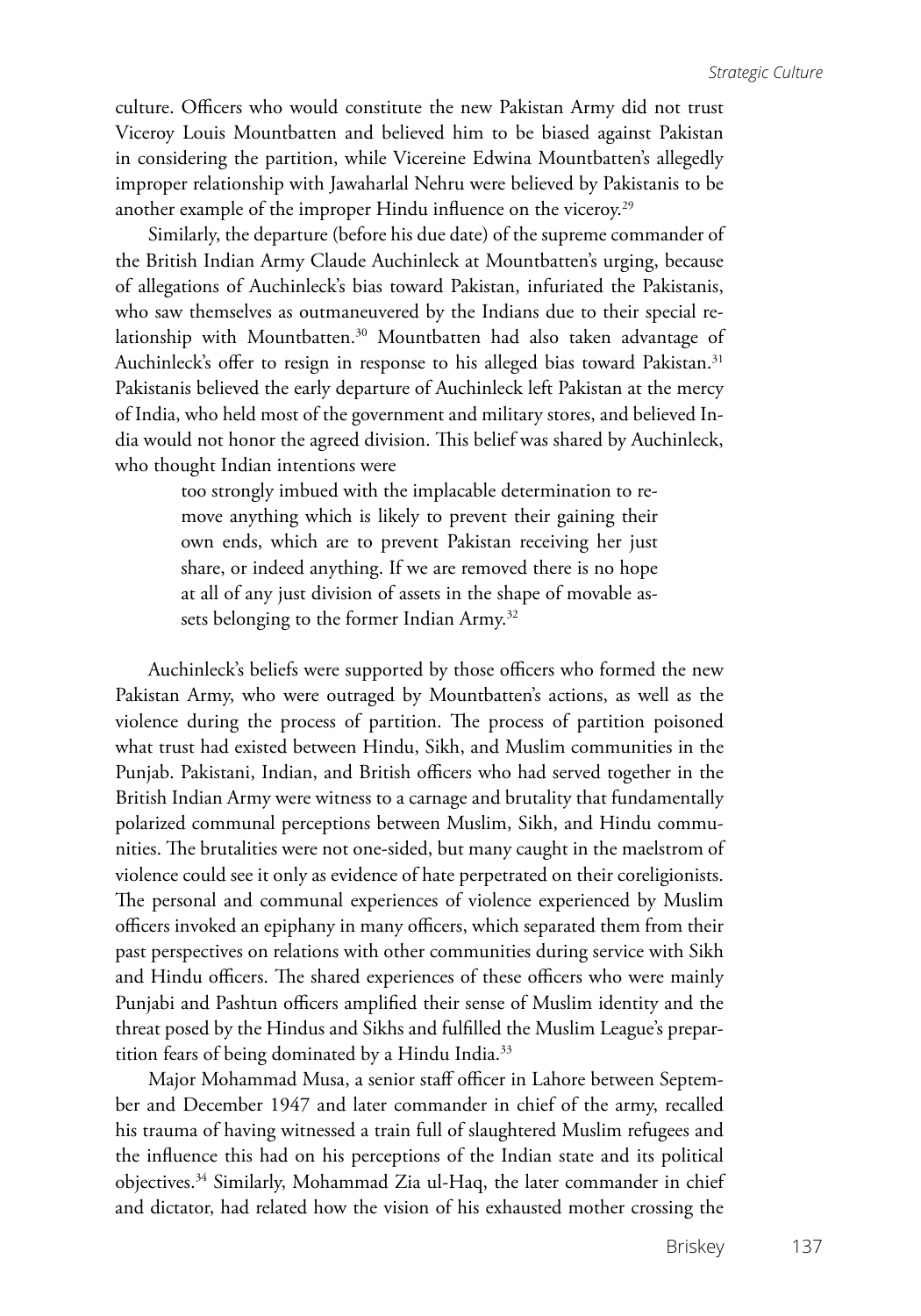culture. Officers who would constitute the new Pakistan Army did not trust Viceroy Louis Mountbatten and believed him to be biased against Pakistan in considering the partition, while Vicereine Edwina Mountbatten's allegedly improper relationship with Jawaharlal Nehru were believed by Pakistanis to be another example of the improper Hindu influence on the viceroy.[29]

Similarly, the departure (before his due date) of the supreme commander of the British Indian Army Claude Auchinleck at Mountbatten's urging, because of allegations of Auchinleck's bias toward Pakistan, infuriated the Pakistanis, who saw themselves as outmaneuvered by the Indians due to their special relationship with Mountbatten.[30] Mountbatten had also taken advantage of Auchinleck's offer to resign in response to his alleged bias toward Pakistan.[31] Pakistanis believed the early departure of Auchinleck left Pakistan at the mercy of India, who held most of the government and military stores, and believed India would not honor the agreed division. This belief was shared by Auchinleck, who thought Indian intentions were

> too strongly imbued with the implacable determination to remove anything which is likely to prevent their gaining their own ends, which are to prevent Pakistan receiving her just share, or indeed anything. If we are removed there is no hope at all of any just division of assets in the shape of movable assets belonging to the former Indian Army.[32]

Auchinleck's beliefs were supported by those officers who formed the new Pakistan Army, who were outraged by Mountbatten's actions, as well as the violence during the process of partition. The process of partition poisoned what trust had existed between Hindu, Sikh, and Muslim communities in the Punjab. Pakistani, Indian, and British officers who had served together in the British Indian Army were witness to a carnage and brutality that fundamentally polarized communal perceptions between Muslim, Sikh, and Hindu communities. The brutalities were not one-sided, but many caught in the maelstrom of violence could see it only as evidence of hate perpetrated on their coreligionists. The personal and communal experiences of violence experienced by Muslim officers invoked an epiphany in many officers, which separated them from their past perspectives on relations with other communities during service with Sikh and Hindu officers. The shared experiences of these officers who were mainly Punjabi and Pashtun officers amplified their sense of Muslim identity and the threat posed by the Hindus and Sikhs and fulfilled the Muslim League's prepartition fears of being dominated by a Hindu India.[33]

Major Mohammad Musa, a senior staff officer in Lahore between September and December 1947 and later commander in chief of the army, recalled his trauma of having witnessed a train full of slaughtered Muslim refugees and the influence this had on his perceptions of the Indian state and its political objectives.[34] Similarly, Mohammad Zia ul-Haq, the later commander in chief and dictator, had related how the vision of his exhausted mother crossing the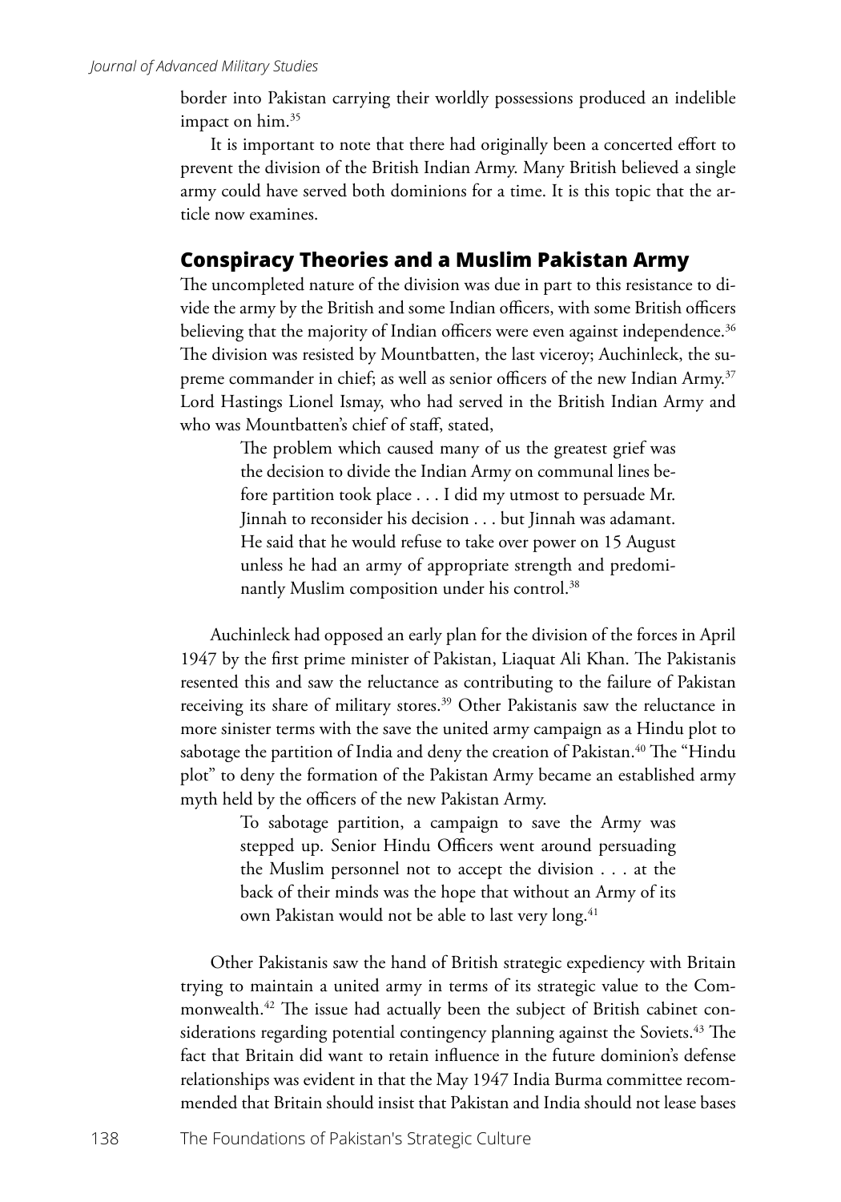border into Pakistan carrying their worldly possessions produced an indelible impact on him.[35]

It is important to note that there had originally been a concerted effort to prevent the division of the British Indian Army. Many British believed a single army could have served both dominions for a time. It is this topic that the article now examines.

## Conspiracy Theories and a Muslim Pakistan Army

The uncompleted nature of the division was due in part to this resistance to divide the army by the British and some Indian officers, with some British officers believing that the majority of Indian officers were even against independence.[36] The division was resisted by Mountbatten, the last viceroy; Auchinleck, the supreme commander in chief; as well as senior officers of the new Indian Army.[37] Lord Hastings Lionel Ismay, who had served in the British Indian Army and who was Mountbatten's chief of staff, stated,

> The problem which caused many of us the greatest grief was the decision to divide the Indian Army on communal lines before partition took place . . . I did my utmost to persuade Mr. Jinnah to reconsider his decision . . . but Jinnah was adamant. He said that he would refuse to take over power on 15 August unless he had an army of appropriate strength and predominantly Muslim composition under his control.[38]

Auchinleck had opposed an early plan for the division of the forces in April 1947 by the first prime minister of Pakistan, Liaquat Ali Khan. The Pakistanis resented this and saw the reluctance as contributing to the failure of Pakistan receiving its share of military stores.[39] Other Pakistanis saw the reluctance in more sinister terms with the save the united army campaign as a Hindu plot to sabotage the partition of India and deny the creation of Pakistan.[40] The "Hindu plot" to deny the formation of the Pakistan Army became an established army myth held by the officers of the new Pakistan Army.

> To sabotage partition, a campaign to save the Army was stepped up. Senior Hindu Officers went around persuading the Muslim personnel not to accept the division . . . at the back of their minds was the hope that without an Army of its own Pakistan would not be able to last very long.[41]

Other Pakistanis saw the hand of British strategic expediency with Britain trying to maintain a united army in terms of its strategic value to the Commonwealth.[42] The issue had actually been the subject of British cabinet considerations regarding potential contingency planning against the Soviets.[43] The fact that Britain did want to retain influence in the future dominion's defense relationships was evident in that the May 1947 India Burma committee recommended that Britain should insist that Pakistan and India should not lease bases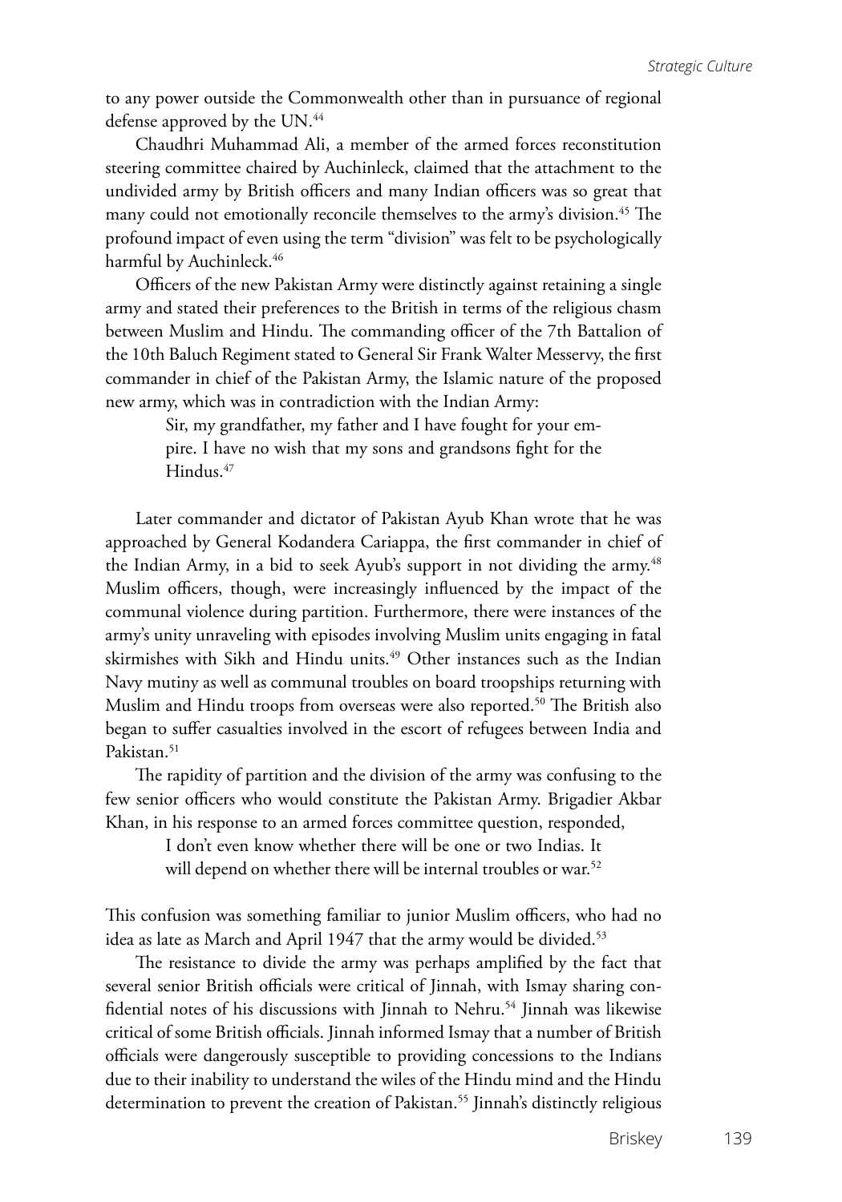to any power outside the Commonwealth other than in pursuance of regional defense approved by the UN.[44]

Chaudhri Muhammad Ali, a member of the armed forces reconstitution steering committee chaired by Auchinleck, claimed that the attachment to the undivided army by British officers and many Indian officers was so great that many could not emotionally reconcile themselves to the army's division.[45] The profound impact of even using the term "division" was felt to be psychologically harmful by Auchinleck.[46]

Officers of the new Pakistan Army were distinctly against retaining a single army and stated their preferences to the British in terms of the religious chasm between Muslim and Hindu. The commanding officer of the 7th Battalion of the 10th Baluch Regiment stated to General Sir Frank Walter Messervy, the first commander in chief of the Pakistan Army, the Islamic nature of the proposed new army, which was in contradiction with the Indian Army:

> Sir, my grandfather, my father and I have fought for your empire. I have no wish that my sons and grandsons fight for the Hindus.[47]

Later commander and dictator of Pakistan Ayub Khan wrote that he was approached by General Kodandera Cariappa, the first commander in chief of the Indian Army, in a bid to seek Ayub's support in not dividing the army.[48] Muslim officers, though, were increasingly influenced by the impact of the communal violence during partition. Furthermore, there were instances of the army's unity unraveling with episodes involving Muslim units engaging in fatal skirmishes with Sikh and Hindu units.[49] Other instances such as the Indian Navy mutiny as well as communal troubles on board troopships returning with Muslim and Hindu troops from overseas were also reported.[50] The British also began to suffer casualties involved in the escort of refugees between India and Pakistan.[51]

The rapidity of partition and the division of the army was confusing to the few senior officers who would constitute the Pakistan Army. Brigadier Akbar Khan, in his response to an armed forces committee question, responded,

> I don't even know whether there will be one or two Indias. It will depend on whether there will be internal troubles or war.[52]

This confusion was something familiar to junior Muslim officers, who had no idea as late as March and April 1947 that the army would be divided.[53]

The resistance to divide the army was perhaps amplified by the fact that several senior British officials were critical of Jinnah, with Ismay sharing confidential notes of his discussions with Jinnah to Nehru.[54] Jinnah was likewise critical of some British officials. Jinnah informed Ismay that a number of British officials were dangerously susceptible to providing concessions to the Indians due to their inability to understand the wiles of the Hindu mind and the Hindu determination to prevent the creation of Pakistan.[55] Jinnah's distinctly religious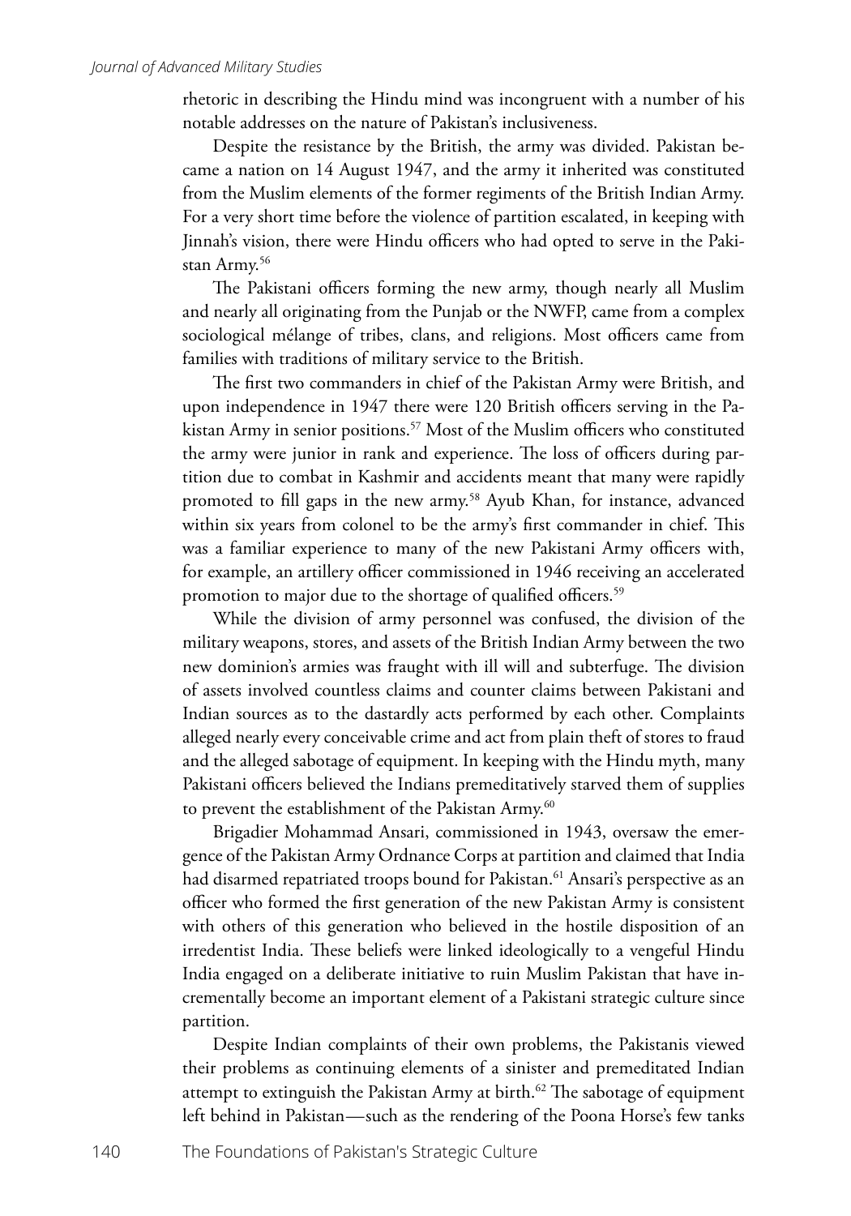rhetoric in describing the Hindu mind was incongruent with a number of his notable addresses on the nature of Pakistan's inclusiveness.

Despite the resistance by the British, the army was divided. Pakistan became a nation on 14 August 1947, and the army it inherited was constituted from the Muslim elements of the former regiments of the British Indian Army. For a very short time before the violence of partition escalated, in keeping with Jinnah's vision, there were Hindu officers who had opted to serve in the Pakistan Army.[56]

The Pakistani officers forming the new army, though nearly all Muslim and nearly all originating from the Punjab or the NWFP, came from a complex sociological mélange of tribes, clans, and religions. Most officers came from families with traditions of military service to the British.

The first two commanders in chief of the Pakistan Army were British, and upon independence in 1947 there were 120 British officers serving in the Pakistan Army in senior positions.[57] Most of the Muslim officers who constituted the army were junior in rank and experience. The loss of officers during partition due to combat in Kashmir and accidents meant that many were rapidly promoted to fill gaps in the new army.[58] Ayub Khan, for instance, advanced within six years from colonel to be the army's first commander in chief. This was a familiar experience to many of the new Pakistani Army officers with, for example, an artillery officer commissioned in 1946 receiving an accelerated promotion to major due to the shortage of qualified officers.[59]

While the division of army personnel was confused, the division of the military weapons, stores, and assets of the British Indian Army between the two new dominion's armies was fraught with ill will and subterfuge. The division of assets involved countless claims and counter claims between Pakistani and Indian sources as to the dastardly acts performed by each other. Complaints alleged nearly every conceivable crime and act from plain theft of stores to fraud and the alleged sabotage of equipment. In keeping with the Hindu myth, many Pakistani officers believed the Indians premeditatively starved them of supplies to prevent the establishment of the Pakistan Army.[60]

Brigadier Mohammad Ansari, commissioned in 1943, oversaw the emergence of the Pakistan Army Ordnance Corps at partition and claimed that India had disarmed repatriated troops bound for Pakistan.[61] Ansari's perspective as an officer who formed the first generation of the new Pakistan Army is consistent with others of this generation who believed in the hostile disposition of an irredentist India. These beliefs were linked ideologically to a vengeful Hindu India engaged on a deliberate initiative to ruin Muslim Pakistan that have incrementally become an important element of a Pakistani strategic culture since partition.

Despite Indian complaints of their own problems, the Pakistanis viewed their problems as continuing elements of a sinister and premeditated Indian attempt to extinguish the Pakistan Army at birth.[62] The sabotage of equipment left behind in Pakistan—such as the rendering of the Poona Horse's few tanks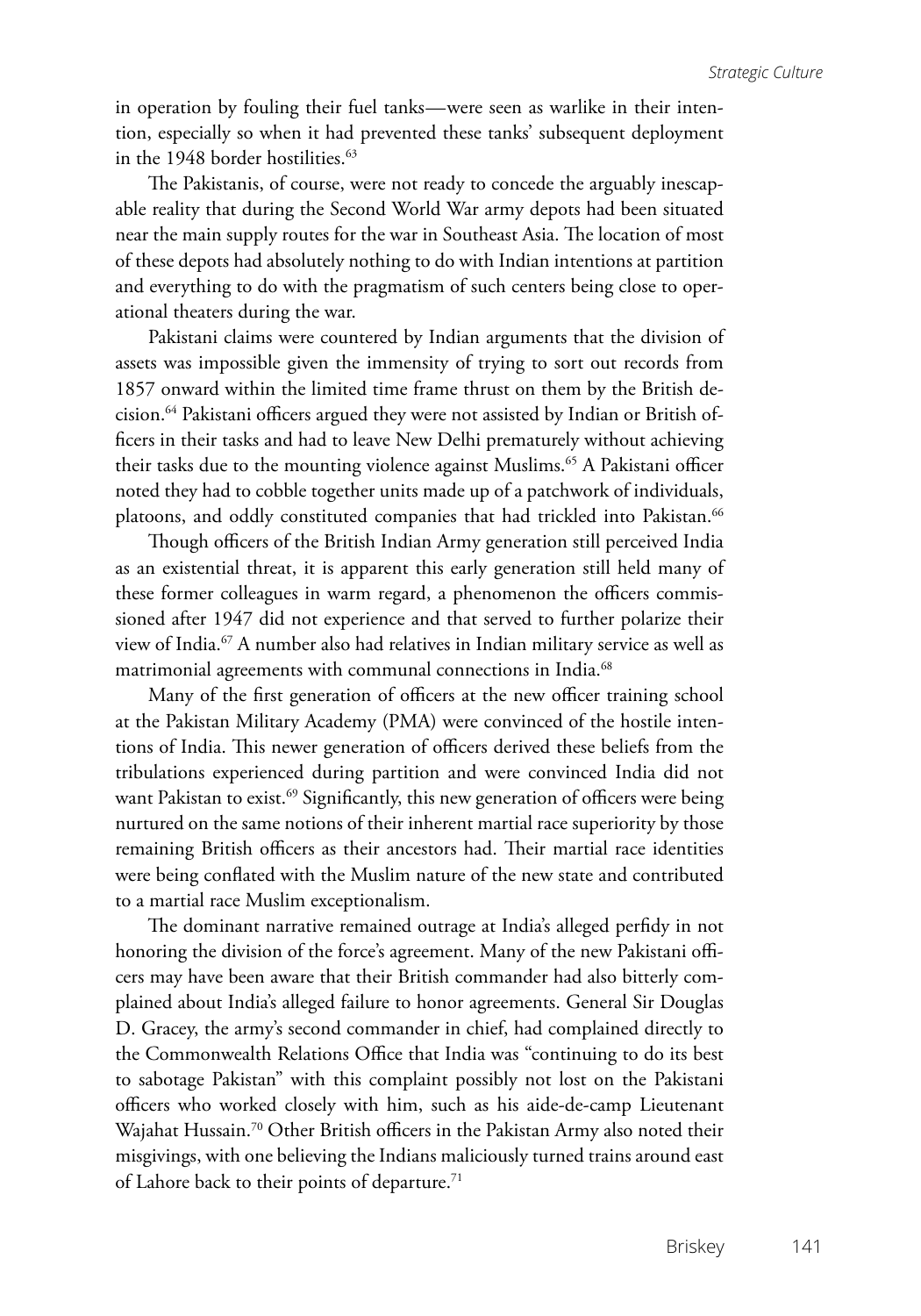in operation by fouling their fuel tanks—were seen as warlike in their intention, especially so when it had prevented these tanks' subsequent deployment in the 1948 border hostilities.[63]

The Pakistanis, of course, were not ready to concede the arguably inescapable reality that during the Second World War army depots had been situated near the main supply routes for the war in Southeast Asia. The location of most of these depots had absolutely nothing to do with Indian intentions at partition and everything to do with the pragmatism of such centers being close to operational theaters during the war.

Pakistani claims were countered by Indian arguments that the division of assets was impossible given the immensity of trying to sort out records from 1857 onward within the limited time frame thrust on them by the British decision.[64] Pakistani officers argued they were not assisted by Indian or British officers in their tasks and had to leave New Delhi prematurely without achieving their tasks due to the mounting violence against Muslims.[65] A Pakistani officer noted they had to cobble together units made up of a patchwork of individuals, platoons, and oddly constituted companies that had trickled into Pakistan.[66]

Though officers of the British Indian Army generation still perceived India as an existential threat, it is apparent this early generation still held many of these former colleagues in warm regard, a phenomenon the officers commissioned after 1947 did not experience and that served to further polarize their view of India.[67] A number also had relatives in Indian military service as well as matrimonial agreements with communal connections in India.[68]

Many of the first generation of officers at the new officer training school at the Pakistan Military Academy (PMA) were convinced of the hostile intentions of India. This newer generation of officers derived these beliefs from the tribulations experienced during partition and were convinced India did not want Pakistan to exist.[69] Significantly, this new generation of officers were being nurtured on the same notions of their inherent martial race superiority by those remaining British officers as their ancestors had. Their martial race identities were being conflated with the Muslim nature of the new state and contributed to a martial race Muslim exceptionalism.

The dominant narrative remained outrage at India's alleged perfidy in not honoring the division of the force's agreement. Many of the new Pakistani officers may have been aware that their British commander had also bitterly complained about India's alleged failure to honor agreements. General Sir Douglas D. Gracey, the army's second commander in chief, had complained directly to the Commonwealth Relations Office that India was "continuing to do its best to sabotage Pakistan" with this complaint possibly not lost on the Pakistani officers who worked closely with him, such as his aide-de-camp Lieutenant Wajahat Hussain.[70] Other British officers in the Pakistan Army also noted their misgivings, with one believing the Indians maliciously turned trains around east of Lahore back to their points of departure.[71]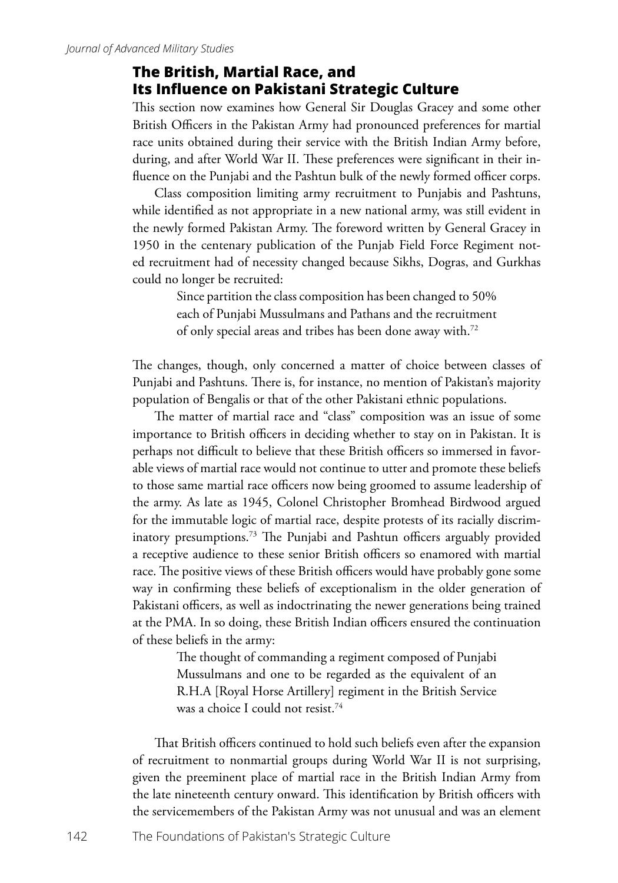## The British, Martial Race, and Its Influence on Pakistani Strategic Culture

This section now examines how General Sir Douglas Gracey and some other British Officers in the Pakistan Army had pronounced preferences for martial race units obtained during their service with the British Indian Army before, during, and after World War II. These preferences were significant in their influence on the Punjabi and the Pashtun bulk of the newly formed officer corps.

Class composition limiting army recruitment to Punjabis and Pashtuns, while identified as not appropriate in a new national army, was still evident in the newly formed Pakistan Army. The foreword written by General Gracey in 1950 in the centenary publication of the Punjab Field Force Regiment noted recruitment had of necessity changed because Sikhs, Dogras, and Gurkhas could no longer be recruited:

> Since partition the class composition has been changed to 50% each of Punjabi Mussulmans and Pathans and the recruitment of only special areas and tribes has been done away with.[72]

The changes, though, only concerned a matter of choice between classes of Punjabi and Pashtuns. There is, for instance, no mention of Pakistan's majority population of Bengalis or that of the other Pakistani ethnic populations.

The matter of martial race and "class" composition was an issue of some importance to British officers in deciding whether to stay on in Pakistan. It is perhaps not difficult to believe that these British officers so immersed in favorable views of martial race would not continue to utter and promote these beliefs to those same martial race officers now being groomed to assume leadership of the army. As late as 1945, Colonel Christopher Bromhead Birdwood argued for the immutable logic of martial race, despite protests of its racially discriminatory presumptions.[73] The Punjabi and Pashtun officers arguably provided a receptive audience to these senior British officers so enamored with martial race. The positive views of these British officers would have probably gone some way in confirming these beliefs of exceptionalism in the older generation of Pakistani officers, as well as indoctrinating the newer generations being trained at the PMA. In so doing, these British Indian officers ensured the continuation of these beliefs in the army:

> The thought of commanding a regiment composed of Punjabi Mussulmans and one to be regarded as the equivalent of an R.H.A [Royal Horse Artillery] regiment in the British Service was a choice I could not resist.[74]

That British officers continued to hold such beliefs even after the expansion of recruitment to nonmartial groups during World War II is not surprising, given the preeminent place of martial race in the British Indian Army from the late nineteenth century onward. This identification by British officers with the servicemembers of the Pakistan Army was not unusual and was an element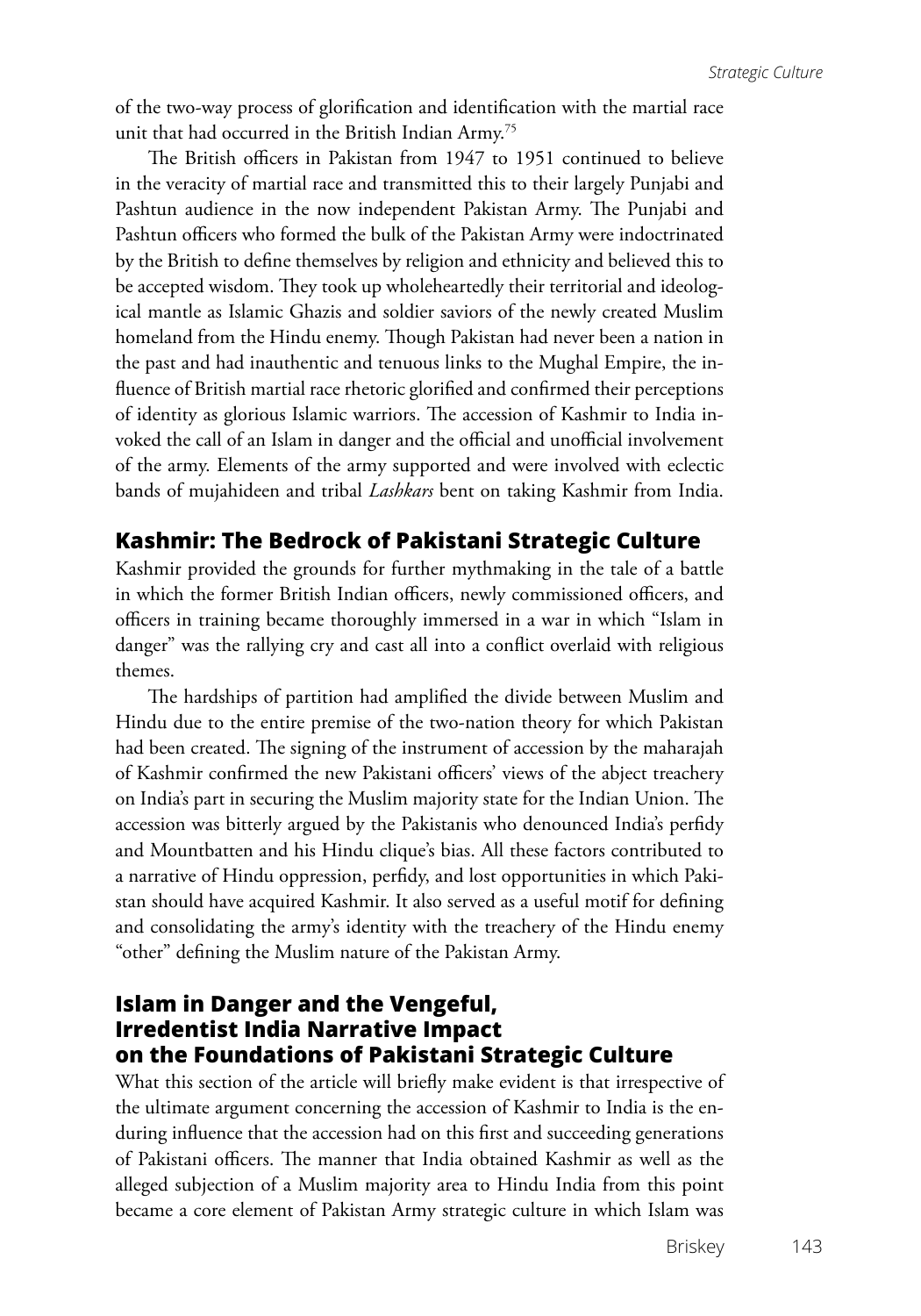of the two-way process of glorification and identification with the martial race unit that had occurred in the British Indian Army.[75]

The British officers in Pakistan from 1947 to 1951 continued to believe in the veracity of martial race and transmitted this to their largely Punjabi and Pashtun audience in the now independent Pakistan Army. The Punjabi and Pashtun officers who formed the bulk of the Pakistan Army were indoctrinated by the British to define themselves by religion and ethnicity and believed this to be accepted wisdom. They took up wholeheartedly their territorial and ideological mantle as Islamic Ghazis and soldier saviors of the newly created Muslim homeland from the Hindu enemy. Though Pakistan had never been a nation in the past and had inauthentic and tenuous links to the Mughal Empire, the influence of British martial race rhetoric glorified and confirmed their perceptions of identity as glorious Islamic warriors. The accession of Kashmir to India invoked the call of an Islam in danger and the official and unofficial involvement of the army. Elements of the army supported and were involved with eclectic bands of mujahideen and tribal *Lashkars* bent on taking Kashmir from India.

## Kashmir: The Bedrock of Pakistani Strategic Culture

Kashmir provided the grounds for further mythmaking in the tale of a battle in which the former British Indian officers, newly commissioned officers, and officers in training became thoroughly immersed in a war in which "Islam in danger" was the rallying cry and cast all into a conflict overlaid with religious themes.

The hardships of partition had amplified the divide between Muslim and Hindu due to the entire premise of the two-nation theory for which Pakistan had been created. The signing of the instrument of accession by the maharajah of Kashmir confirmed the new Pakistani officers' views of the abject treachery on India's part in securing the Muslim majority state for the Indian Union. The accession was bitterly argued by the Pakistanis who denounced India's perfidy and Mountbatten and his Hindu clique's bias. All these factors contributed to a narrative of Hindu oppression, perfidy, and lost opportunities in which Pakistan should have acquired Kashmir. It also served as a useful motif for defining and consolidating the army's identity with the treachery of the Hindu enemy "other" defining the Muslim nature of the Pakistan Army.

## Islam in Danger and the Vengeful, Irredentist India Narrative Impact on the Foundations of Pakistani Strategic Culture

What this section of the article will briefly make evident is that irrespective of the ultimate argument concerning the accession of Kashmir to India is the enduring influence that the accession had on this first and succeeding generations of Pakistani officers. The manner that India obtained Kashmir as well as the alleged subjection of a Muslim majority area to Hindu India from this point became a core element of Pakistan Army strategic culture in which Islam was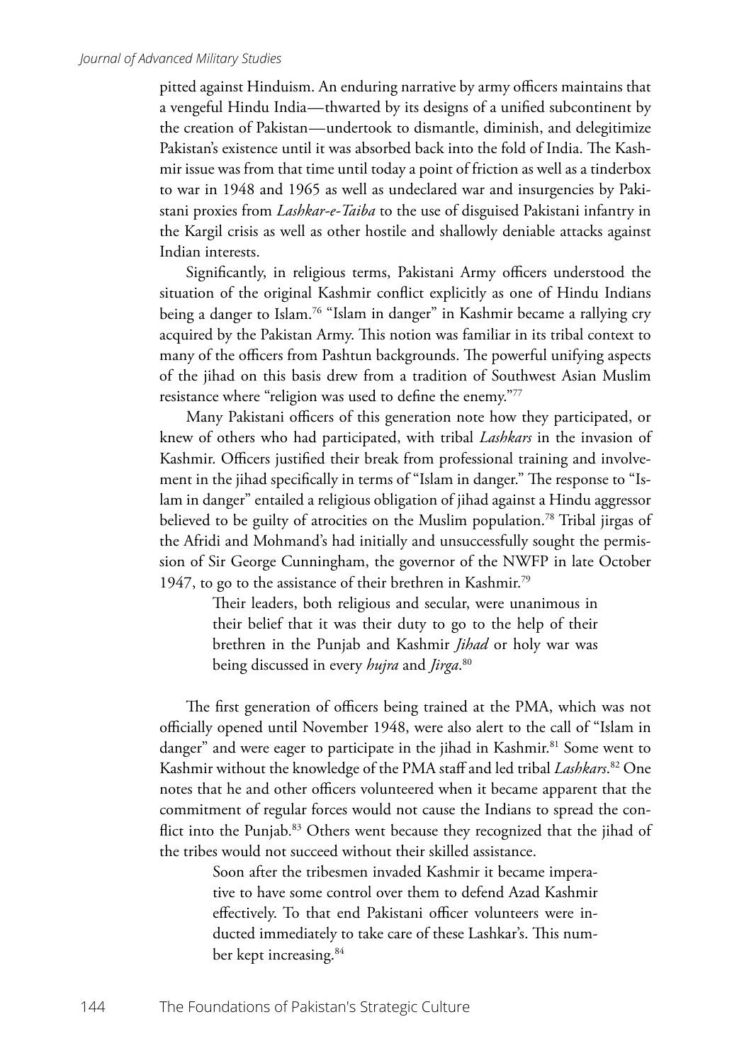pitted against Hinduism. An enduring narrative by army officers maintains that a vengeful Hindu India—thwarted by its designs of a unified subcontinent by the creation of Pakistan—undertook to dismantle, diminish, and delegitimize Pakistan's existence until it was absorbed back into the fold of India. The Kashmir issue was from that time until today a point of friction as well as a tinderbox to war in 1948 and 1965 as well as undeclared war and insurgencies by Pakistani proxies from *Lashkar-e-Taiba* to the use of disguised Pakistani infantry in the Kargil crisis as well as other hostile and shallowly deniable attacks against Indian interests.

Significantly, in religious terms, Pakistani Army officers understood the situation of the original Kashmir conflict explicitly as one of Hindu Indians being a danger to Islam.[76] "Islam in danger" in Kashmir became a rallying cry acquired by the Pakistan Army. This notion was familiar in its tribal context to many of the officers from Pashtun backgrounds. The powerful unifying aspects of the jihad on this basis drew from a tradition of Southwest Asian Muslim resistance where "religion was used to define the enemy."[77]

Many Pakistani officers of this generation note how they participated, or knew of others who had participated, with tribal *Lashkars* in the invasion of Kashmir. Officers justified their break from professional training and involvement in the jihad specifically in terms of "Islam in danger." The response to "Islam in danger" entailed a religious obligation of jihad against a Hindu aggressor believed to be guilty of atrocities on the Muslim population.[78] Tribal jirgas of the Afridi and Mohmand's had initially and unsuccessfully sought the permission of Sir George Cunningham, the governor of the NWFP in late October 1947, to go to the assistance of their brethren in Kashmir.[79]

> Their leaders, both religious and secular, were unanimous in their belief that it was their duty to go to the help of their brethren in the Punjab and Kashmir *Jihad* or holy war was being discussed in every *hujra* and *Jirga*.[80]

The first generation of officers being trained at the PMA, which was not officially opened until November 1948, were also alert to the call of "Islam in danger" and were eager to participate in the jihad in Kashmir.[81] Some went to Kashmir without the knowledge of the PMA staff and led tribal *Lashkars*.[82] One notes that he and other officers volunteered when it became apparent that the commitment of regular forces would not cause the Indians to spread the conflict into the Punjab.[83] Others went because they recognized that the jihad of the tribes would not succeed without their skilled assistance.

> Soon after the tribesmen invaded Kashmir it became imperative to have some control over them to defend Azad Kashmir effectively. To that end Pakistani officer volunteers were inducted immediately to take care of these Lashkar's. This number kept increasing.[84]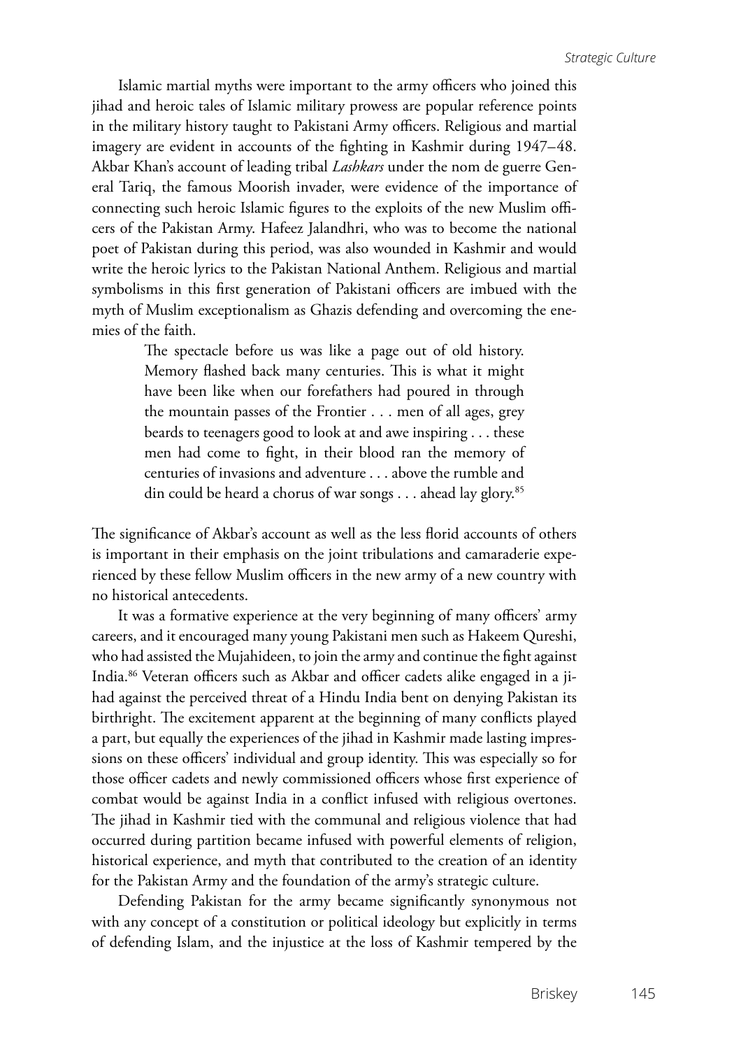Islamic martial myths were important to the army officers who joined this jihad and heroic tales of Islamic military prowess are popular reference points in the military history taught to Pakistani Army officers. Religious and martial imagery are evident in accounts of the fighting in Kashmir during 1947–48. Akbar Khan's account of leading tribal *Lashkars* under the nom de guerre General Tariq, the famous Moorish invader, were evidence of the importance of connecting such heroic Islamic figures to the exploits of the new Muslim officers of the Pakistan Army. Hafeez Jalandhri, who was to become the national poet of Pakistan during this period, was also wounded in Kashmir and would write the heroic lyrics to the Pakistan National Anthem. Religious and martial symbolisms in this first generation of Pakistani officers are imbued with the myth of Muslim exceptionalism as Ghazis defending and overcoming the enemies of the faith.

> The spectacle before us was like a page out of old history. Memory flashed back many centuries. This is what it might have been like when our forefathers had poured in through the mountain passes of the Frontier . . . men of all ages, grey beards to teenagers good to look at and awe inspiring . . . these men had come to fight, in their blood ran the memory of centuries of invasions and adventure . . . above the rumble and din could be heard a chorus of war songs . . . ahead lay glory.[85]

The significance of Akbar's account as well as the less florid accounts of others is important in their emphasis on the joint tribulations and camaraderie experienced by these fellow Muslim officers in the new army of a new country with no historical antecedents.

It was a formative experience at the very beginning of many officers' army careers, and it encouraged many young Pakistani men such as Hakeem Qureshi, who had assisted the Mujahideen, to join the army and continue the fight against India.[86] Veteran officers such as Akbar and officer cadets alike engaged in a jihad against the perceived threat of a Hindu India bent on denying Pakistan its birthright. The excitement apparent at the beginning of many conflicts played a part, but equally the experiences of the jihad in Kashmir made lasting impressions on these officers' individual and group identity. This was especially so for those officer cadets and newly commissioned officers whose first experience of combat would be against India in a conflict infused with religious overtones. The jihad in Kashmir tied with the communal and religious violence that had occurred during partition became infused with powerful elements of religion, historical experience, and myth that contributed to the creation of an identity for the Pakistan Army and the foundation of the army's strategic culture.

Defending Pakistan for the army became significantly synonymous not with any concept of a constitution or political ideology but explicitly in terms of defending Islam, and the injustice at the loss of Kashmir tempered by the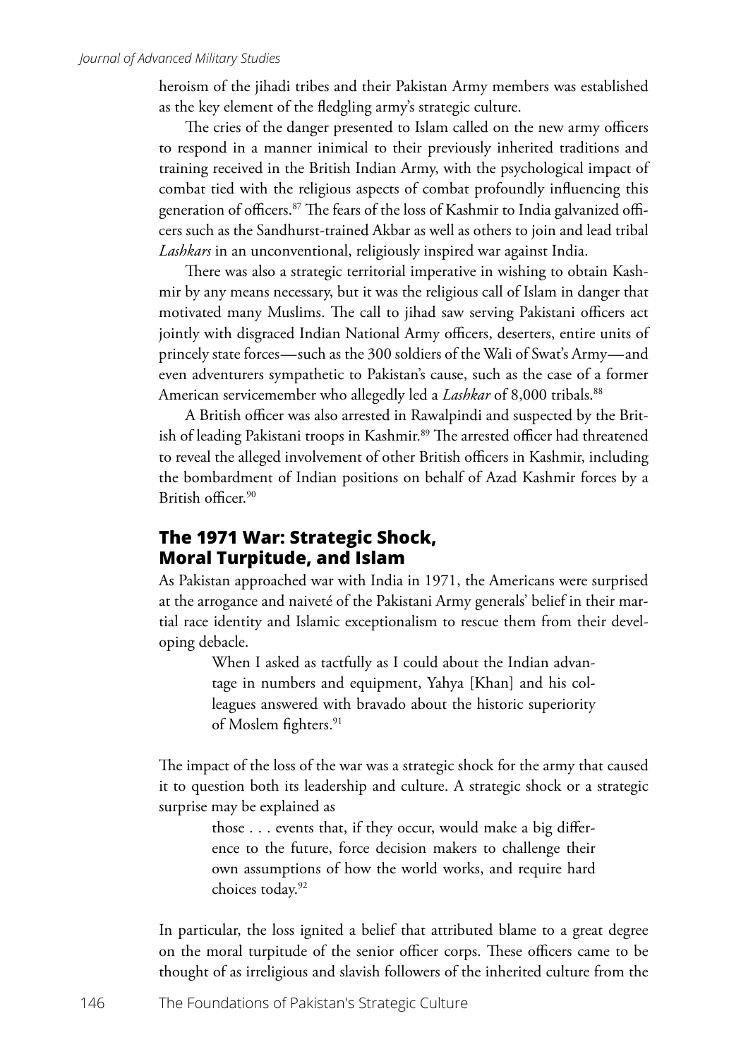heroism of the jihadi tribes and their Pakistan Army members was established as the key element of the fledgling army's strategic culture.

The cries of the danger presented to Islam called on the new army officers to respond in a manner inimical to their previously inherited traditions and training received in the British Indian Army, with the psychological impact of combat tied with the religious aspects of combat profoundly influencing this generation of officers.[87] The fears of the loss of Kashmir to India galvanized officers such as the Sandhurst-trained Akbar as well as others to join and lead tribal *Lashkars* in an unconventional, religiously inspired war against India.

There was also a strategic territorial imperative in wishing to obtain Kashmir by any means necessary, but it was the religious call of Islam in danger that motivated many Muslims. The call to jihad saw serving Pakistani officers act jointly with disgraced Indian National Army officers, deserters, entire units of princely state forces—such as the 300 soldiers of the Wali of Swat's Army—and even adventurers sympathetic to Pakistan's cause, such as the case of a former American servicemember who allegedly led a *Lashkar* of 8,000 tribals.[88]

A British officer was also arrested in Rawalpindi and suspected by the British of leading Pakistani troops in Kashmir.[89] The arrested officer had threatened to reveal the alleged involvement of other British officers in Kashmir, including the bombardment of Indian positions on behalf of Azad Kashmir forces by a British officer.[90]

## The 1971 War: Strategic Shock, Moral Turpitude, and Islam

As Pakistan approached war with India in 1971, the Americans were surprised at the arrogance and naiveté of the Pakistani Army generals' belief in their martial race identity and Islamic exceptionalism to rescue them from their developing debacle.

> When I asked as tactfully as I could about the Indian advantage in numbers and equipment, Yahya [Khan] and his colleagues answered with bravado about the historic superiority of Moslem fighters.[91]

The impact of the loss of the war was a strategic shock for the army that caused it to question both its leadership and culture. A strategic shock or a strategic surprise may be explained as

> those . . . events that, if they occur, would make a big difference to the future, force decision makers to challenge their own assumptions of how the world works, and require hard choices today.[92]

In particular, the loss ignited a belief that attributed blame to a great degree on the moral turpitude of the senior officer corps. These officers came to be thought of as irreligious and slavish followers of the inherited culture from the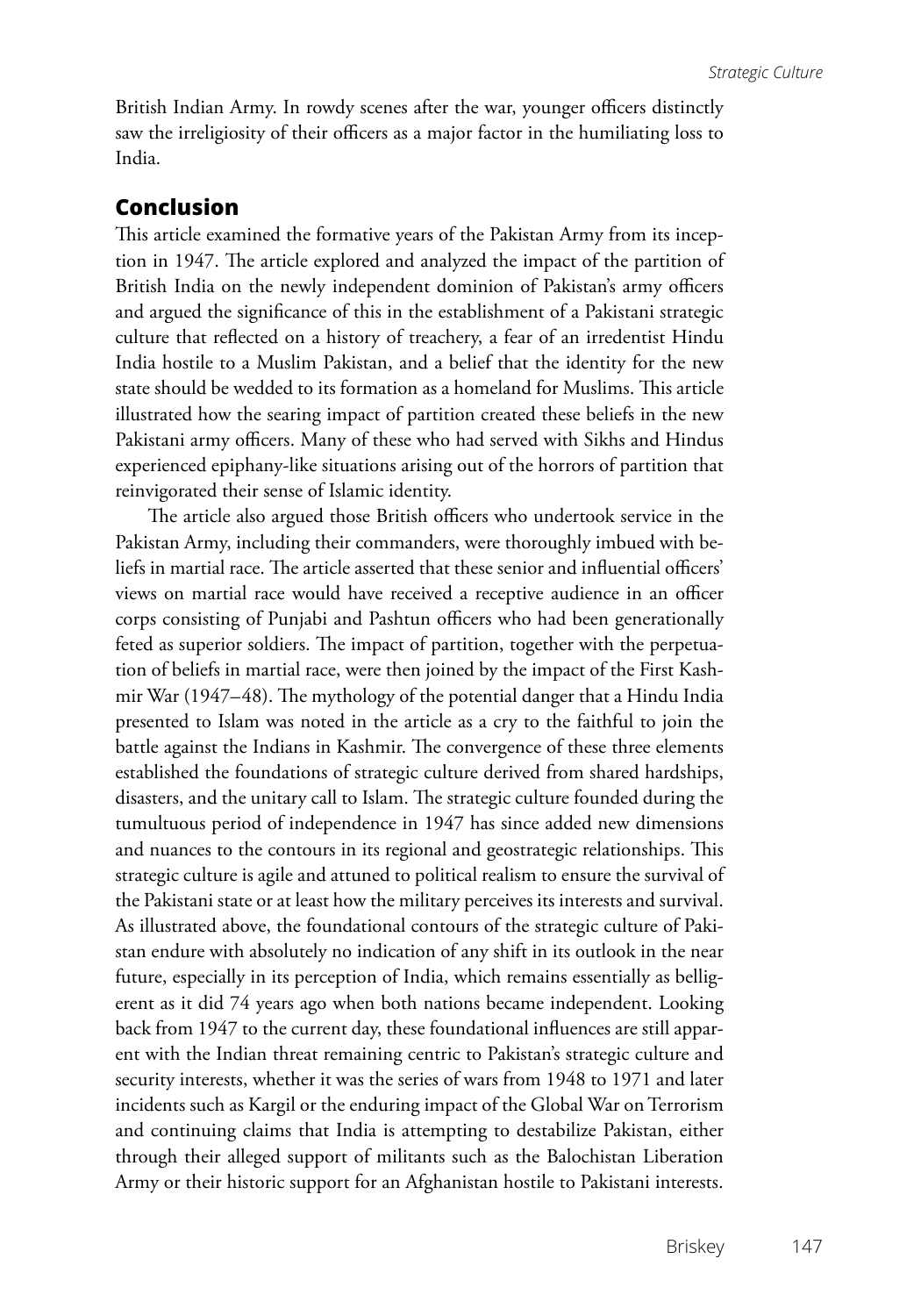British Indian Army. In rowdy scenes after the war, younger officers distinctly saw the irreligiosity of their officers as a major factor in the humiliating loss to India.

## Conclusion

This article examined the formative years of the Pakistan Army from its inception in 1947. The article explored and analyzed the impact of the partition of British India on the newly independent dominion of Pakistan's army officers and argued the significance of this in the establishment of a Pakistani strategic culture that reflected on a history of treachery, a fear of an irredentist Hindu India hostile to a Muslim Pakistan, and a belief that the identity for the new state should be wedded to its formation as a homeland for Muslims. This article illustrated how the searing impact of partition created these beliefs in the new Pakistani army officers. Many of these who had served with Sikhs and Hindus experienced epiphany-like situations arising out of the horrors of partition that reinvigorated their sense of Islamic identity.

The article also argued those British officers who undertook service in the Pakistan Army, including their commanders, were thoroughly imbued with beliefs in martial race. The article asserted that these senior and influential officers' views on martial race would have received a receptive audience in an officer corps consisting of Punjabi and Pashtun officers who had been generationally feted as superior soldiers. The impact of partition, together with the perpetuation of beliefs in martial race, were then joined by the impact of the First Kashmir War (1947–48). The mythology of the potential danger that a Hindu India presented to Islam was noted in the article as a cry to the faithful to join the battle against the Indians in Kashmir. The convergence of these three elements established the foundations of strategic culture derived from shared hardships, disasters, and the unitary call to Islam. The strategic culture founded during the tumultuous period of independence in 1947 has since added new dimensions and nuances to the contours in its regional and geostrategic relationships. This strategic culture is agile and attuned to political realism to ensure the survival of the Pakistani state or at least how the military perceives its interests and survival. As illustrated above, the foundational contours of the strategic culture of Pakistan endure with absolutely no indication of any shift in its outlook in the near future, especially in its perception of India, which remains essentially as belligerent as it did 74 years ago when both nations became independent. Looking back from 1947 to the current day, these foundational influences are still apparent with the Indian threat remaining centric to Pakistan's strategic culture and security interests, whether it was the series of wars from 1948 to 1971 and later incidents such as Kargil or the enduring impact of the Global War on Terrorism and continuing claims that India is attempting to destabilize Pakistan, either through their alleged support of militants such as the Balochistan Liberation Army or their historic support for an Afghanistan hostile to Pakistani interests.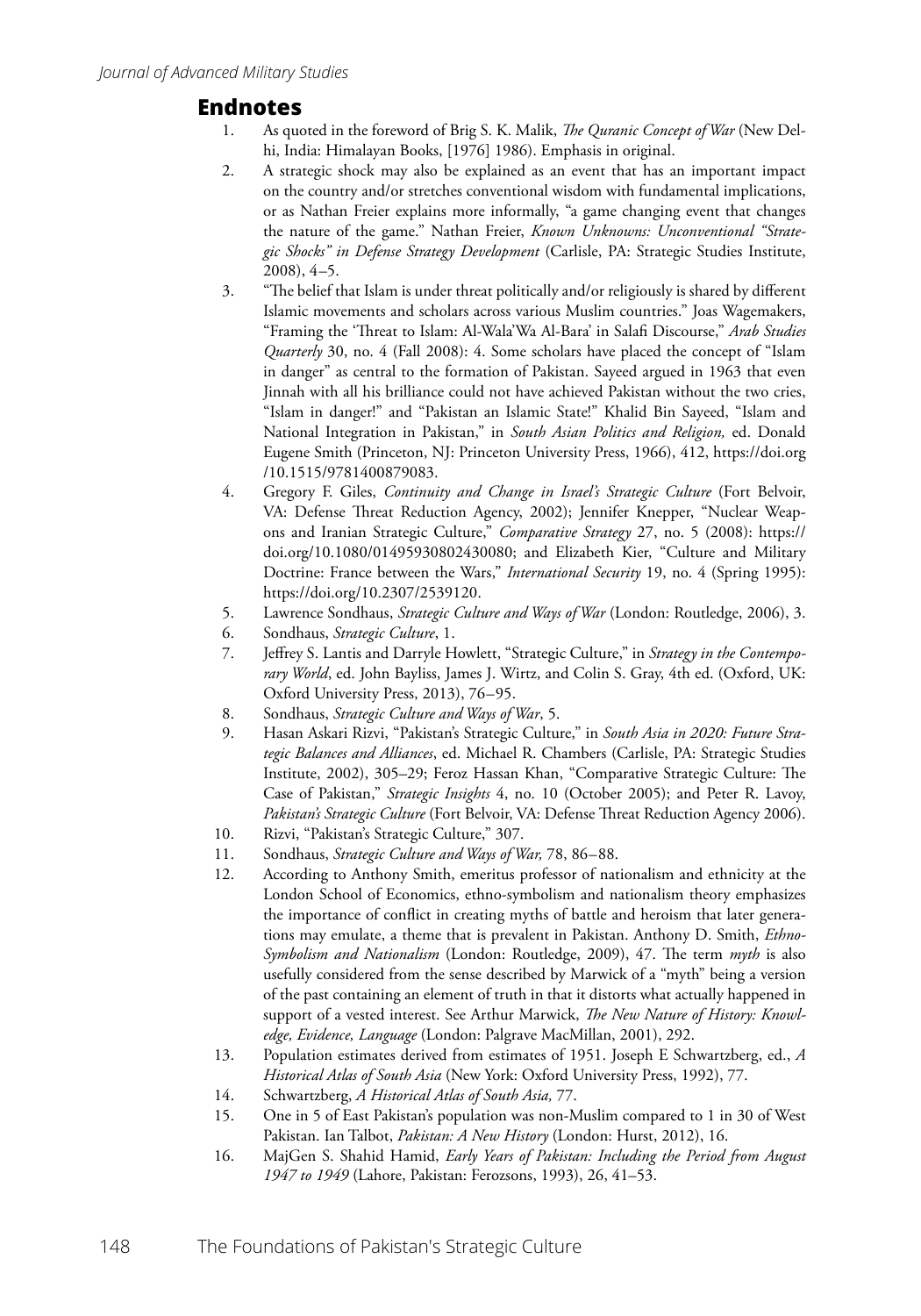## Endnotes

1. As quoted in the foreword of Brig S. K. Malik, *The Quranic Concept of War* (New Delhi, India: Himalayan Books, [1976] 1986). Emphasis in original.
2. A strategic shock may also be explained as an event that has an important impact on the country and/or stretches conventional wisdom with fundamental implications, or as Nathan Freier explains more informally, "a game changing event that changes the nature of the game." Nathan Freier, *Known Unknowns: Unconventional "Strategic Shocks" in Defense Strategy Development* (Carlisle, PA: Strategic Studies Institute, 2008), 4–5.
3. "The belief that Islam is under threat politically and/or religiously is shared by different Islamic movements and scholars across various Muslim countries." Joas Wagemakers, "Framing the 'Threat to Islam: Al-Wala'Wa Al-Bara' in Salafi Discourse," *Arab Studies Quarterly* 30, no. 4 (Fall 2008): 4. Some scholars have placed the concept of "Islam in danger" as central to the formation of Pakistan. Sayeed argued in 1963 that even Jinnah with all his brilliance could not have achieved Pakistan without the two cries, "Islam in danger!" and "Pakistan an Islamic State!" Khalid Bin Sayeed, "Islam and National Integration in Pakistan," in *South Asian Politics and Religion,* ed. Donald Eugene Smith (Princeton, NJ: Princeton University Press, 1966), 412, https://doi.org/10.1515/9781400879083.
4. Gregory F. Giles, *Continuity and Change in Israel's Strategic Culture* (Fort Belvoir, VA: Defense Threat Reduction Agency, 2002); Jennifer Knepper, "Nuclear Weapons and Iranian Strategic Culture," *Comparative Strategy* 27, no. 5 (2008): https://doi.org/10.1080/01495930802430080; and Elizabeth Kier, "Culture and Military Doctrine: France between the Wars," *International Security* 19, no. 4 (Spring 1995): https://doi.org/10.2307/2539120.
5. Lawrence Sondhaus, *Strategic Culture and Ways of War* (London: Routledge, 2006), 3.
6. Sondhaus, *Strategic Culture*, 1.
7. Jeffrey S. Lantis and Darryle Howlett, "Strategic Culture," in *Strategy in the Contemporary World*, ed. John Bayliss, James J. Wirtz, and Colin S. Gray, 4th ed. (Oxford, UK: Oxford University Press, 2013), 76–95.
8. Sondhaus, *Strategic Culture and Ways of War*, 5.
9. Hasan Askari Rizvi, "Pakistan's Strategic Culture," in *South Asia in 2020: Future Strategic Balances and Alliances*, ed. Michael R. Chambers (Carlisle, PA: Strategic Studies Institute, 2002), 305–29; Feroz Hassan Khan, "Comparative Strategic Culture: The Case of Pakistan," *Strategic Insights* 4, no. 10 (October 2005); and Peter R. Lavoy, *Pakistan's Strategic Culture* (Fort Belvoir, VA: Defense Threat Reduction Agency 2006).
10. Rizvi, "Pakistan's Strategic Culture," 307.
11. Sondhaus, *Strategic Culture and Ways of War,* 78, 86–88.
12. According to Anthony Smith, emeritus professor of nationalism and ethnicity at the London School of Economics, ethno-symbolism and nationalism theory emphasizes the importance of conflict in creating myths of battle and heroism that later generations may emulate, a theme that is prevalent in Pakistan. Anthony D. Smith, *Ethno-Symbolism and Nationalism* (London: Routledge, 2009), 47. The term *myth* is also usefully considered from the sense described by Marwick of a "myth" being a version of the past containing an element of truth in that it distorts what actually happened in support of a vested interest. See Arthur Marwick, *The New Nature of History: Knowledge, Evidence, Language* (London: Palgrave MacMillan, 2001), 292.
13. Population estimates derived from estimates of 1951. Joseph E Schwartzberg, ed., *A Historical Atlas of South Asia* (New York: Oxford University Press, 1992), 77.
14. Schwartzberg, *A Historical Atlas of South Asia,* 77.
15. One in 5 of East Pakistan's population was non-Muslim compared to 1 in 30 of West Pakistan. Ian Talbot, *Pakistan: A New History* (London: Hurst, 2012), 16.
16. MajGen S. Shahid Hamid, *Early Years of Pakistan: Including the Period from August 1947 to 1949* (Lahore, Pakistan: Ferozsons, 1993), 26, 41–53.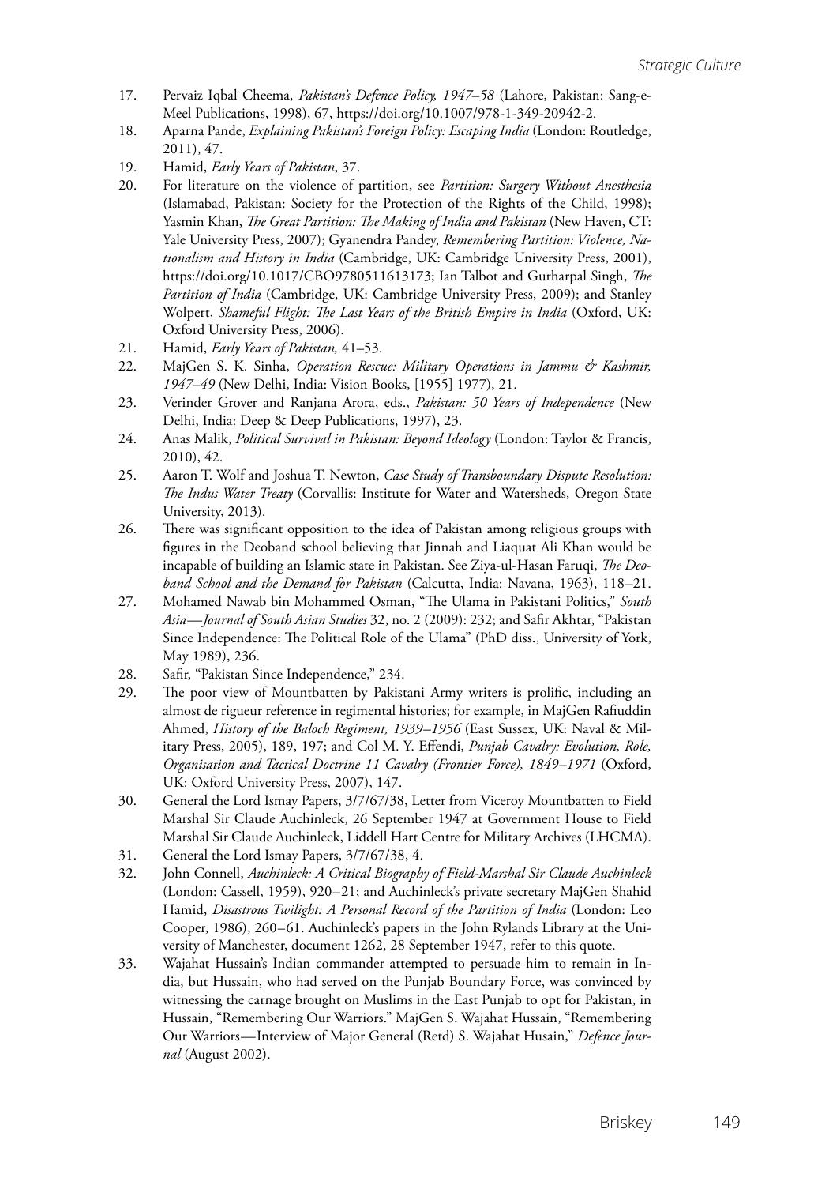17. Pervaiz Iqbal Cheema, *Pakistan's Defence Policy, 1947–58* (Lahore, Pakistan: Sang-e-Meel Publications, 1998), 67, https://doi.org/10.1007/978-1-349-20942-2.
18. Aparna Pande, *Explaining Pakistan's Foreign Policy: Escaping India* (London: Routledge, 2011), 47.
19. Hamid, *Early Years of Pakistan*, 37.
20. For literature on the violence of partition, see *Partition: Surgery Without Anesthesia* (Islamabad, Pakistan: Society for the Protection of the Rights of the Child, 1998); Yasmin Khan, *The Great Partition: The Making of India and Pakistan* (New Haven, CT: Yale University Press, 2007); Gyanendra Pandey, *Remembering Partition: Violence, Nationalism and History in India* (Cambridge, UK: Cambridge University Press, 2001), https://doi.org/10.1017/CBO9780511613173; Ian Talbot and Gurharpal Singh, *The Partition of India* (Cambridge, UK: Cambridge University Press, 2009); and Stanley Wolpert, *Shameful Flight: The Last Years of the British Empire in India* (Oxford, UK: Oxford University Press, 2006).
21. Hamid, *Early Years of Pakistan,* 41–53.
22. MajGen S. K. Sinha, *Operation Rescue: Military Operations in Jammu & Kashmir, 1947–49* (New Delhi, India: Vision Books, [1955] 1977), 21.
23. Verinder Grover and Ranjana Arora, eds., *Pakistan: 50 Years of Independence* (New Delhi, India: Deep & Deep Publications, 1997), 23.
24. Anas Malik, *Political Survival in Pakistan: Beyond Ideology* (London: Taylor & Francis, 2010), 42.
25. Aaron T. Wolf and Joshua T. Newton, *Case Study of Transboundary Dispute Resolution: The Indus Water Treaty* (Corvallis: Institute for Water and Watersheds, Oregon State University, 2013).
26. There was significant opposition to the idea of Pakistan among religious groups with figures in the Deoband school believing that Jinnah and Liaquat Ali Khan would be incapable of building an Islamic state in Pakistan. See Ziya-ul-Hasan Faruqi, *The Deoband School and the Demand for Pakistan* (Calcutta, India: Navana, 1963), 118–21.
27. Mohamed Nawab bin Mohammed Osman, "The Ulama in Pakistani Politics," *South Asia—Journal of South Asian Studies* 32, no. 2 (2009): 232; and Safir Akhtar, "Pakistan Since Independence: The Political Role of the Ulama" (PhD diss., University of York, May 1989), 236.
28. Safir, "Pakistan Since Independence," 234.
29. The poor view of Mountbatten by Pakistani Army writers is prolific, including an almost de rigueur reference in regimental histories; for example, in MajGen Rafiuddin Ahmed, *History of the Baloch Regiment, 1939–1956* (East Sussex, UK: Naval & Military Press, 2005), 189, 197; and Col M. Y. Effendi, *Punjab Cavalry: Evolution, Role, Organisation and Tactical Doctrine 11 Cavalry (Frontier Force), 1849–1971* (Oxford, UK: Oxford University Press, 2007), 147.
30. General the Lord Ismay Papers, 3/7/67/38, Letter from Viceroy Mountbatten to Field Marshal Sir Claude Auchinleck, 26 September 1947 at Government House to Field Marshal Sir Claude Auchinleck, Liddell Hart Centre for Military Archives (LHCMA).
31. General the Lord Ismay Papers, 3/7/67/38, 4.
32. John Connell, *Auchinleck: A Critical Biography of Field-Marshal Sir Claude Auchinleck* (London: Cassell, 1959), 920–21; and Auchinleck's private secretary MajGen Shahid Hamid, *Disastrous Twilight: A Personal Record of the Partition of India* (London: Leo Cooper, 1986), 260–61. Auchinleck's papers in the John Rylands Library at the University of Manchester, document 1262, 28 September 1947, refer to this quote.
33. Wajahat Hussain's Indian commander attempted to persuade him to remain in India, but Hussain, who had served on the Punjab Boundary Force, was convinced by witnessing the carnage brought on Muslims in the East Punjab to opt for Pakistan, in Hussain, "Remembering Our Warriors." MajGen S. Wajahat Hussain, "Remembering Our Warriors—Interview of Major General (Retd) S. Wajahat Husain," *Defence Journal* (August 2002).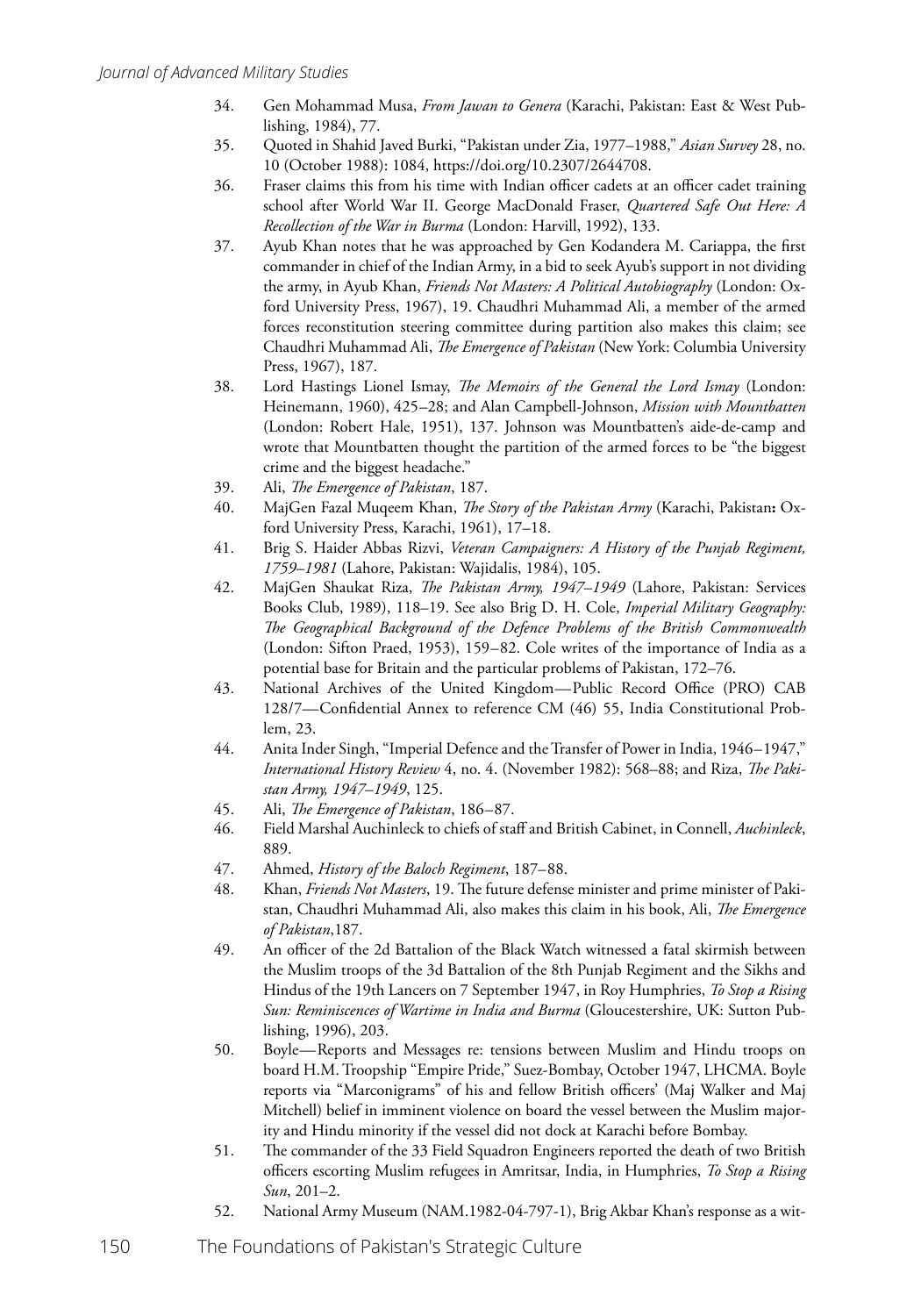34. Gen Mohammad Musa, *From Jawan to Genera* (Karachi, Pakistan: East & West Publishing, 1984), 77.
35. Quoted in Shahid Javed Burki, "Pakistan under Zia, 1977–1988," *Asian Survey* 28, no. 10 (October 1988): 1084, https://doi.org/10.2307/2644708.
36. Fraser claims this from his time with Indian officer cadets at an officer cadet training school after World War II. George MacDonald Fraser, *Quartered Safe Out Here: A Recollection of the War in Burma* (London: Harvill, 1992), 133.
37. Ayub Khan notes that he was approached by Gen Kodandera M. Cariappa, the first commander in chief of the Indian Army, in a bid to seek Ayub's support in not dividing the army, in Ayub Khan, *Friends Not Masters: A Political Autobiography* (London: Oxford University Press, 1967), 19. Chaudhri Muhammad Ali, a member of the armed forces reconstitution steering committee during partition also makes this claim; see Chaudhri Muhammad Ali, *The Emergence of Pakistan* (New York: Columbia University Press, 1967), 187.
38. Lord Hastings Lionel Ismay, *The Memoirs of the General the Lord Ismay* (London: Heinemann, 1960), 425–28; and Alan Campbell-Johnson, *Mission with Mountbatten* (London: Robert Hale, 1951), 137. Johnson was Mountbatten's aide-de-camp and wrote that Mountbatten thought the partition of the armed forces to be "the biggest crime and the biggest headache."
39. Ali, *The Emergence of Pakistan*, 187.
40. MajGen Fazal Muqeem Khan, *The Story of the Pakistan Army* (Karachi, Pakistan**:** Oxford University Press, Karachi, 1961), 17–18.
41. Brig S. Haider Abbas Rizvi, *Veteran Campaigners: A History of the Punjab Regiment, 1759–1981* (Lahore, Pakistan: Wajidalis, 1984), 105.
42. MajGen Shaukat Riza, *The Pakistan Army, 1947–1949* (Lahore, Pakistan: Services Books Club, 1989), 118–19. See also Brig D. H. Cole, *Imperial Military Geography: The Geographical Background of the Defence Problems of the British Commonwealth* (London: Sifton Praed, 1953), 159–82. Cole writes of the importance of India as a potential base for Britain and the particular problems of Pakistan, 172–76.
43. National Archives of the United Kingdom—Public Record Office (PRO) CAB 128/7—Confidential Annex to reference CM (46) 55, India Constitutional Problem, 23.
44. Anita Inder Singh, "Imperial Defence and the Transfer of Power in India, 1946–1947," *International History Review* 4, no. 4. (November 1982): 568–88; and Riza, *The Pakistan Army, 1947–1949*, 125.
45. Ali, *The Emergence of Pakistan*, 186–87.
46. Field Marshal Auchinleck to chiefs of staff and British Cabinet, in Connell, *Auchinleck*, 889.
47. Ahmed, *History of the Baloch Regiment*, 187–88.
48. Khan, *Friends Not Masters*, 19. The future defense minister and prime minister of Pakistan, Chaudhri Muhammad Ali, also makes this claim in his book, Ali, *The Emergence of Pakistan*,187.
49. An officer of the 2d Battalion of the Black Watch witnessed a fatal skirmish between the Muslim troops of the 3d Battalion of the 8th Punjab Regiment and the Sikhs and Hindus of the 19th Lancers on 7 September 1947, in Roy Humphries, *To Stop a Rising Sun: Reminiscences of Wartime in India and Burma* (Gloucestershire, UK: Sutton Publishing, 1996), 203.
50. Boyle—Reports and Messages re: tensions between Muslim and Hindu troops on board H.M. Troopship "Empire Pride," Suez-Bombay, October 1947, LHCMA. Boyle reports via "Marconigrams" of his and fellow British officers' (Maj Walker and Maj Mitchell) belief in imminent violence on board the vessel between the Muslim majority and Hindu minority if the vessel did not dock at Karachi before Bombay.
51. The commander of the 33 Field Squadron Engineers reported the death of two British officers escorting Muslim refugees in Amritsar, India, in Humphries, *To Stop a Rising Sun*, 201–2.
52. National Army Museum (NAM.1982-04-797-1), Brig Akbar Khan's response as a wit-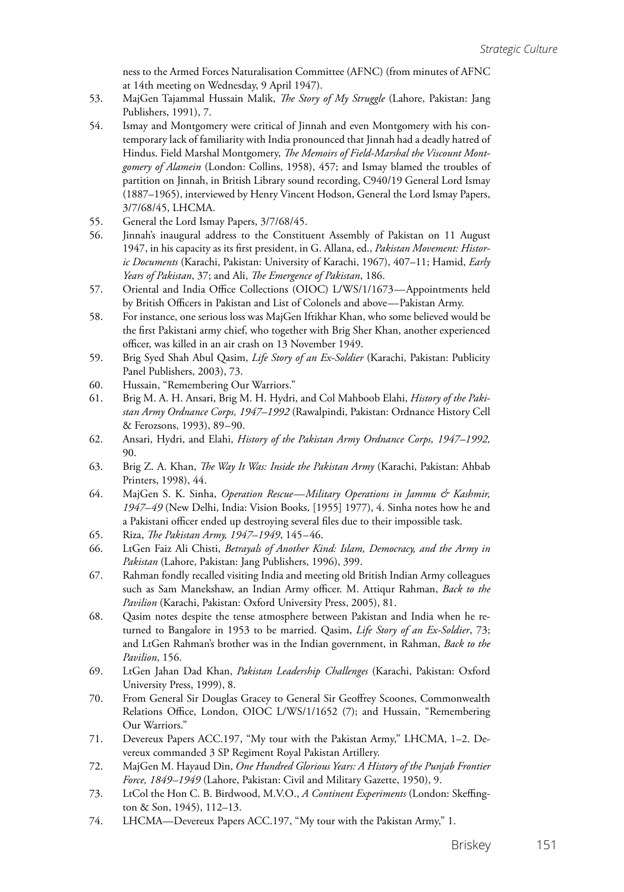ness to the Armed Forces Naturalisation Committee (AFNC) (from minutes of AFNC at 14th meeting on Wednesday, 9 April 1947).

53. MajGen Tajammal Hussain Malik, *The Story of My Struggle* (Lahore, Pakistan: Jang Publishers, 1991), 7.
54. Ismay and Montgomery were critical of Jinnah and even Montgomery with his contemporary lack of familiarity with India pronounced that Jinnah had a deadly hatred of Hindus. Field Marshal Montgomery, *The Memoirs of Field-Marshal the Viscount Montgomery of Alamein* (London: Collins, 1958), 457; and Ismay blamed the troubles of partition on Jinnah, in British Library sound recording, C940/19 General Lord Ismay (1887–1965), interviewed by Henry Vincent Hodson, General the Lord Ismay Papers, 3/7/68/45, LHCMA.
55. General the Lord Ismay Papers, 3/7/68/45.
56. Jinnah's inaugural address to the Constituent Assembly of Pakistan on 11 August 1947, in his capacity as its first president, in G. Allana, ed., *Pakistan Movement: Historic Documents* (Karachi, Pakistan: University of Karachi, 1967), 407–11; Hamid, *Early Years of Pakistan*, 37; and Ali, *The Emergence of Pakistan*, 186.
57. Oriental and India Office Collections (OIOC) L/WS/1/1673—Appointments held by British Officers in Pakistan and List of Colonels and above—Pakistan Army.
58. For instance, one serious loss was MajGen Iftikhar Khan, who some believed would be the first Pakistani army chief, who together with Brig Sher Khan, another experienced officer, was killed in an air crash on 13 November 1949.
59. Brig Syed Shah Abul Qasim, *Life Story of an Ex-Soldier* (Karachi, Pakistan: Publicity Panel Publishers, 2003), 73.
60. Hussain, "Remembering Our Warriors."
61. Brig M. A. H. Ansari, Brig M. H. Hydri, and Col Mahboob Elahi, *History of the Pakistan Army Ordnance Corps, 1947–1992* (Rawalpindi, Pakistan: Ordnance History Cell & Ferozsons, 1993), 89–90.
62. Ansari, Hydri, and Elahi, *History of the Pakistan Army Ordnance Corps, 1947–1992,* 90.
63. Brig Z. A. Khan, *The Way It Was: Inside the Pakistan Army* (Karachi, Pakistan: Ahbab Printers, 1998), 44.
64. MajGen S. K. Sinha, *Operation Rescue—Military Operations in Jammu & Kashmir, 1947–49* (New Delhi, India: Vision Books, [1955] 1977), 4. Sinha notes how he and a Pakistani officer ended up destroying several files due to their impossible task.
65. Riza, *The Pakistan Army, 1947–1949*, 145–46.
66. LtGen Faiz Ali Chisti, *Betrayals of Another Kind: Islam, Democracy, and the Army in Pakistan* (Lahore, Pakistan: Jang Publishers, 1996), 399.
67. Rahman fondly recalled visiting India and meeting old British Indian Army colleagues such as Sam Manekshaw, an Indian Army officer. M. Attiqur Rahman, *Back to the Pavilion* (Karachi, Pakistan: Oxford University Press, 2005), 81.
68. Qasim notes despite the tense atmosphere between Pakistan and India when he returned to Bangalore in 1953 to be married. Qasim, *Life Story of an Ex-Soldier*, 73; and LtGen Rahman's brother was in the Indian government, in Rahman, *Back to the Pavilion*, 156.
69. LtGen Jahan Dad Khan, *Pakistan Leadership Challenges* (Karachi, Pakistan: Oxford University Press, 1999), 8.
70. From General Sir Douglas Gracey to General Sir Geoffrey Scoones, Commonwealth Relations Office, London, OIOC L/WS/1/1652 (7); and Hussain, "Remembering Our Warriors."
71. Devereux Papers ACC.197, "My tour with the Pakistan Army," LHCMA, 1–2. Devereux commanded 3 SP Regiment Royal Pakistan Artillery.
72. MajGen M. Hayaud Din, *One Hundred Glorious Years: A History of the Punjab Frontier Force, 1849–1949* (Lahore, Pakistan: Civil and Military Gazette, 1950), 9.
73. LtCol the Hon C. B. Birdwood, M.V.O., *A Continent Experiments* (London: Skeffington & Son, 1945), 112–13.
74. LHCMA—Devereux Papers ACC.197, "My tour with the Pakistan Army," 1.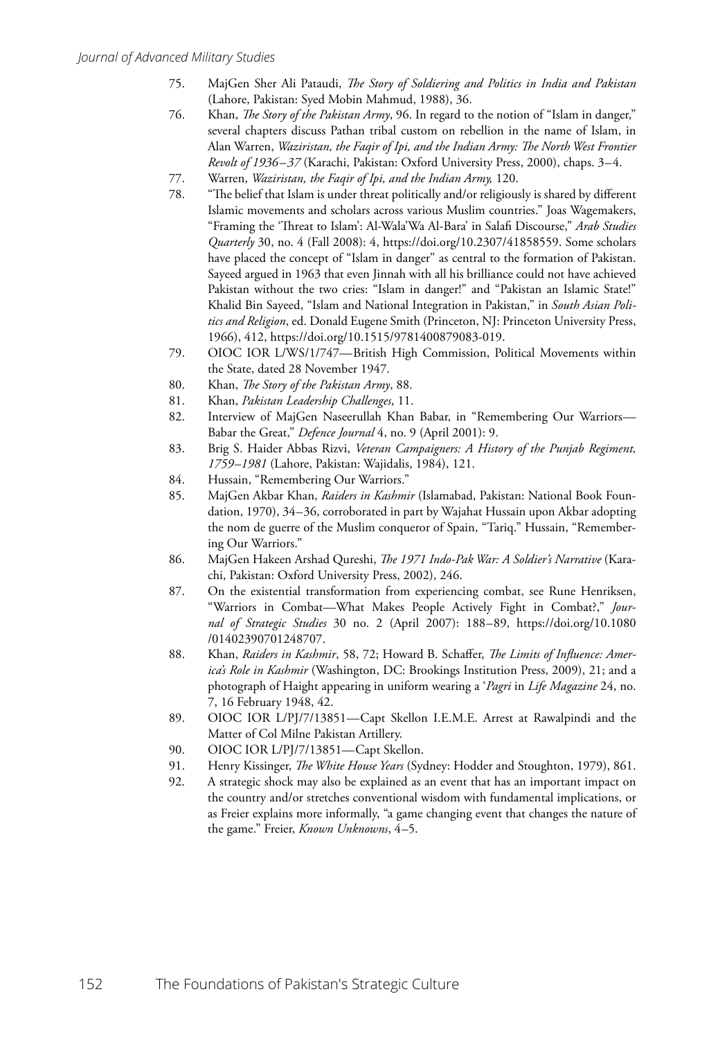75. MajGen Sher Ali Pataudi, *The Story of Soldiering and Politics in India and Pakistan* (Lahore, Pakistan: Syed Mobin Mahmud, 1988), 36.
76. Khan, *The Story of the Pakistan Army*, 96. In regard to the notion of "Islam in danger," several chapters discuss Pathan tribal custom on rebellion in the name of Islam, in Alan Warren, *Waziristan, the Faqir of Ipi, and the Indian Army: The North West Frontier Revolt of 1936–37* (Karachi, Pakistan: Oxford University Press, 2000), chaps. 3–4.
77. Warren, *Waziristan, the Faqir of Ipi, and the Indian Army,* 120.
78. "The belief that Islam is under threat politically and/or religiously is shared by different Islamic movements and scholars across various Muslim countries." Joas Wagemakers, "Framing the 'Threat to Islam': Al-Wala'Wa Al-Bara' in Salafi Discourse," *Arab Studies Quarterly* 30, no. 4 (Fall 2008): 4, https://doi.org/10.2307/41858559. Some scholars have placed the concept of "Islam in danger" as central to the formation of Pakistan. Sayeed argued in 1963 that even Jinnah with all his brilliance could not have achieved Pakistan without the two cries: "Islam in danger!" and "Pakistan an Islamic State!" Khalid Bin Sayeed, "Islam and National Integration in Pakistan," in *South Asian Politics and Religion*, ed. Donald Eugene Smith (Princeton, NJ: Princeton University Press, 1966), 412, https://doi.org/10.1515/9781400879083-019.
79. OIOC IOR L/WS/1/747—British High Commission, Political Movements within the State, dated 28 November 1947.
80. Khan, *The Story of the Pakistan Army*, 88.
81. Khan, *Pakistan Leadership Challenges*, 11.
82. Interview of MajGen Naseerullah Khan Babar, in "Remembering Our Warriors—Babar the Great," *Defence Journal* 4, no. 9 (April 2001): 9.
83. Brig S. Haider Abbas Rizvi, *Veteran Campaigners: A History of the Punjab Regiment, 1759–1981* (Lahore, Pakistan: Wajidalis, 1984), 121.
84. Hussain, "Remembering Our Warriors."
85. MajGen Akbar Khan, *Raiders in Kashmir* (Islamabad, Pakistan: National Book Foundation, 1970), 34–36, corroborated in part by Wajahat Hussain upon Akbar adopting the nom de guerre of the Muslim conqueror of Spain, "Tariq." Hussain, "Remembering Our Warriors."
86. MajGen Hakeen Arshad Qureshi, *The 1971 Indo-Pak War: A Soldier's Narrative* (Karachi, Pakistan: Oxford University Press, 2002), 246.
87. On the existential transformation from experiencing combat, see Rune Henriksen, "Warriors in Combat—What Makes People Actively Fight in Combat?," *Journal of Strategic Studies* 30 no. 2 (April 2007): 188–89, https://doi.org/10.1080/01402390701248707.
88. Khan, *Raiders in Kashmir*, 58, 72; Howard B. Schaffer, *The Limits of Influence: America's Role in Kashmir* (Washington, DC: Brookings Institution Press, 2009), 21; and a photograph of Haight appearing in uniform wearing a '*Pagri* in *Life Magazine* 24, no. 7, 16 February 1948, 42.
89. OIOC IOR L/PJ/7/13851—Capt Skellon I.E.M.E. Arrest at Rawalpindi and the Matter of Col Milne Pakistan Artillery.
90. OIOC IOR L/PJ/7/13851—Capt Skellon.
91. Henry Kissinger, *The White House Years* (Sydney: Hodder and Stoughton, 1979), 861.
92. A strategic shock may also be explained as an event that has an important impact on the country and/or stretches conventional wisdom with fundamental implications, or as Freier explains more informally, "a game changing event that changes the nature of the game." Freier, *Known Unknowns*, 4–5.